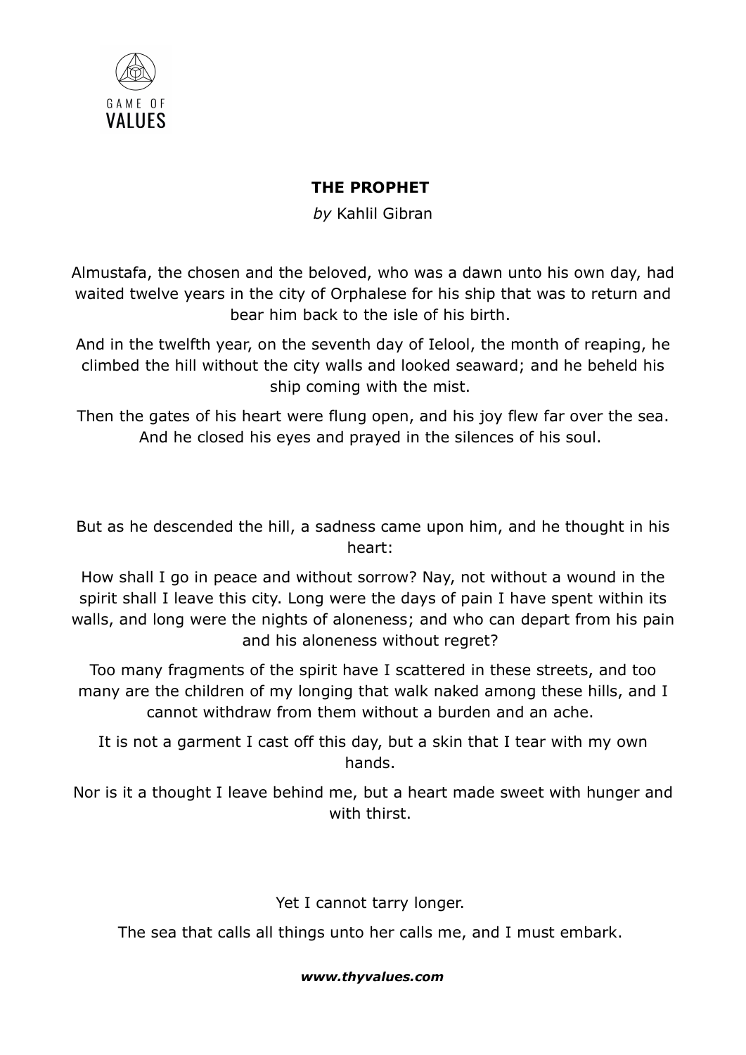# THE PROPHET

*by* Kahlil Gibran

Almustafa, the chosen and the beloved, who was a dawn unto his own day, had waited twelve years in the city of Orphalese for his ship that was to return and bear him back to the isle of his birth.

And in the twelfth year, on the seventh day of Ielool, the month of reaping, he climbed the hill without the city walls and looked seaward; and he beheld his ship coming with the mist.

Then the gates of his heart were flung open, and his joy flew far over the sea. And he closed his eyes and prayed in the silences of his soul.

But as he descended the hill, a sadness came upon him, and he thought in his heart:

How shall I go in peace and without sorrow? Nay, not without a wound in the spirit shall I leave this city. Long were the days of pain I have spent within its walls, and long were the nights of aloneness; and who can depart from his pain and his aloneness without regret?

Too many fragments of the spirit have I scattered in these streets, and too many are the children of my longing that walk naked among these hills, and I cannot withdraw from them without a burden and an ache.

It is not a garment I cast off this day, but a skin that I tear with my own hands.

Nor is it a thought I leave behind me, but a heart made sweet with hunger and with thirst.

Yet I cannot tarry longer.

The sea that calls all things unto her calls me, and I must embark.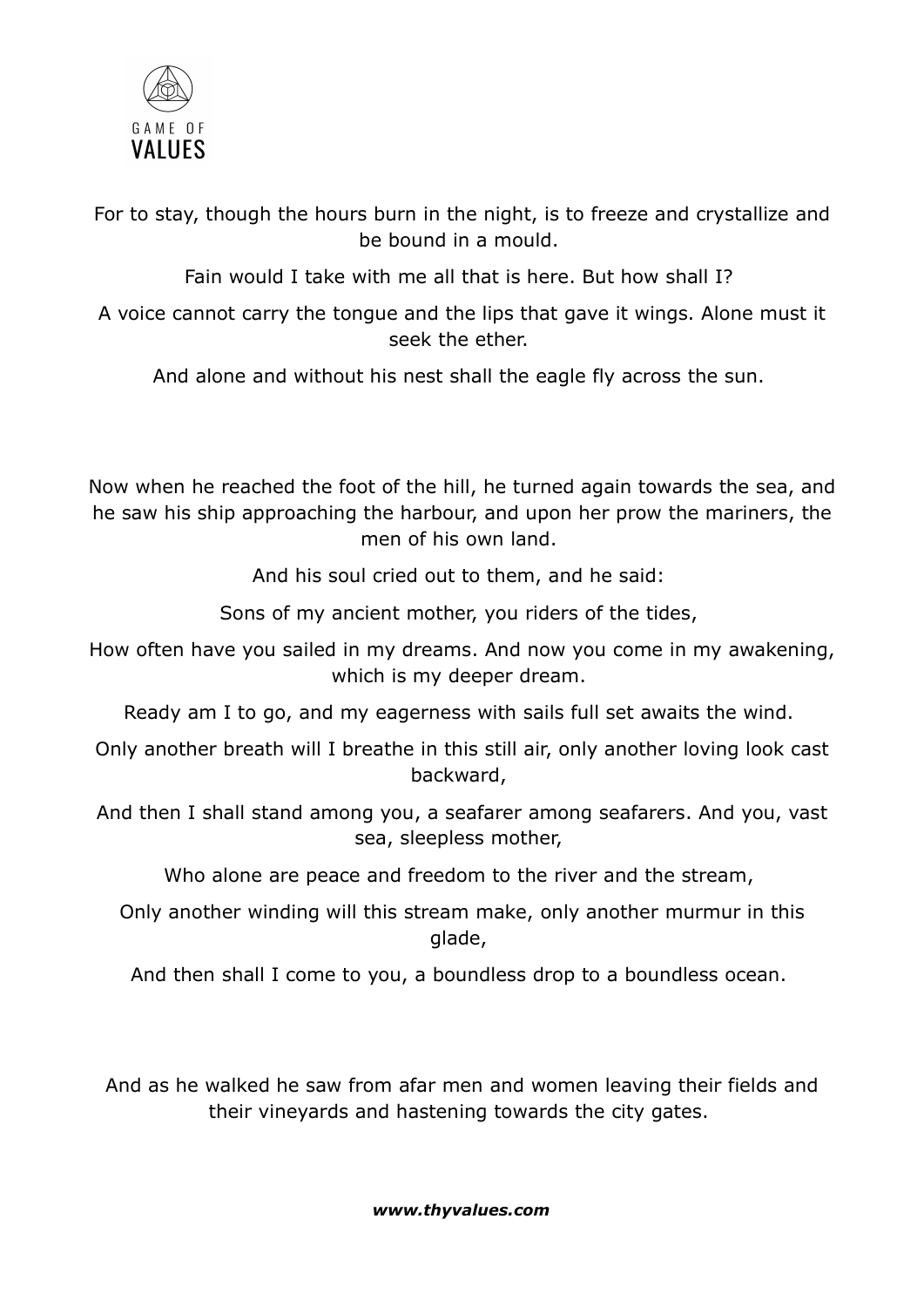For to stay, though the hours burn in the night, is to freeze and crystallize and be bound in a mould.

Fain would I take with me all that is here. But how shall I?

A voice cannot carry the tongue and the lips that gave it wings. Alone must it seek the ether.

And alone and without his nest shall the eagle fly across the sun.

Now when he reached the foot of the hill, he turned again towards the sea, and he saw his ship approaching the harbour, and upon her prow the mariners, the men of his own land.

And his soul cried out to them, and he said:

Sons of my ancient mother, you riders of the tides,

How often have you sailed in my dreams. And now you come in my awakening, which is my deeper dream.

Ready am I to go, and my eagerness with sails full set awaits the wind.

Only another breath will I breathe in this still air, only another loving look cast backward,

And then I shall stand among you, a seafarer among seafarers. And you, vast sea, sleepless mother,

Who alone are peace and freedom to the river and the stream,

Only another winding will this stream make, only another murmur in this glade,

And then shall I come to you, a boundless drop to a boundless ocean.

And as he walked he saw from afar men and women leaving their fields and their vineyards and hastening towards the city gates.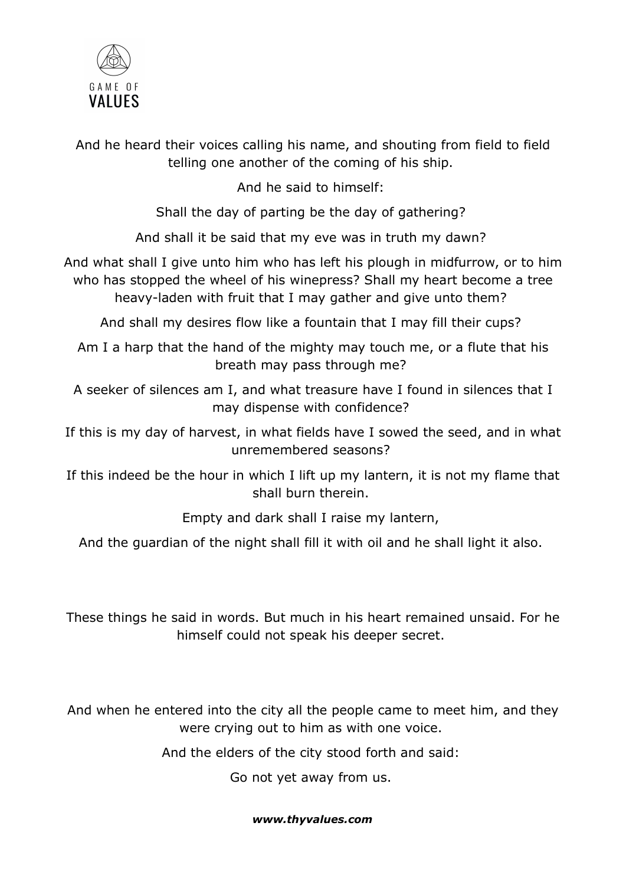And he heard their voices calling his name, and shouting from field to field telling one another of the coming of his ship.

And he said to himself:

Shall the day of parting be the day of gathering?

And shall it be said that my eve was in truth my dawn?

And what shall I give unto him who has left his plough in midfurrow, or to him who has stopped the wheel of his winepress? Shall my heart become a tree heavy-laden with fruit that I may gather and give unto them?

And shall my desires flow like a fountain that I may fill their cups?

Am I a harp that the hand of the mighty may touch me, or a flute that his breath may pass through me?

A seeker of silences am I, and what treasure have I found in silences that I may dispense with confidence?

If this is my day of harvest, in what fields have I sowed the seed, and in what unremembered seasons?

If this indeed be the hour in which I lift up my lantern, it is not my flame that shall burn therein.

Empty and dark shall I raise my lantern,

And the guardian of the night shall fill it with oil and he shall light it also.

These things he said in words. But much in his heart remained unsaid. For he himself could not speak his deeper secret.

And when he entered into the city all the people came to meet him, and they were crying out to him as with one voice.

And the elders of the city stood forth and said:

Go not yet away from us.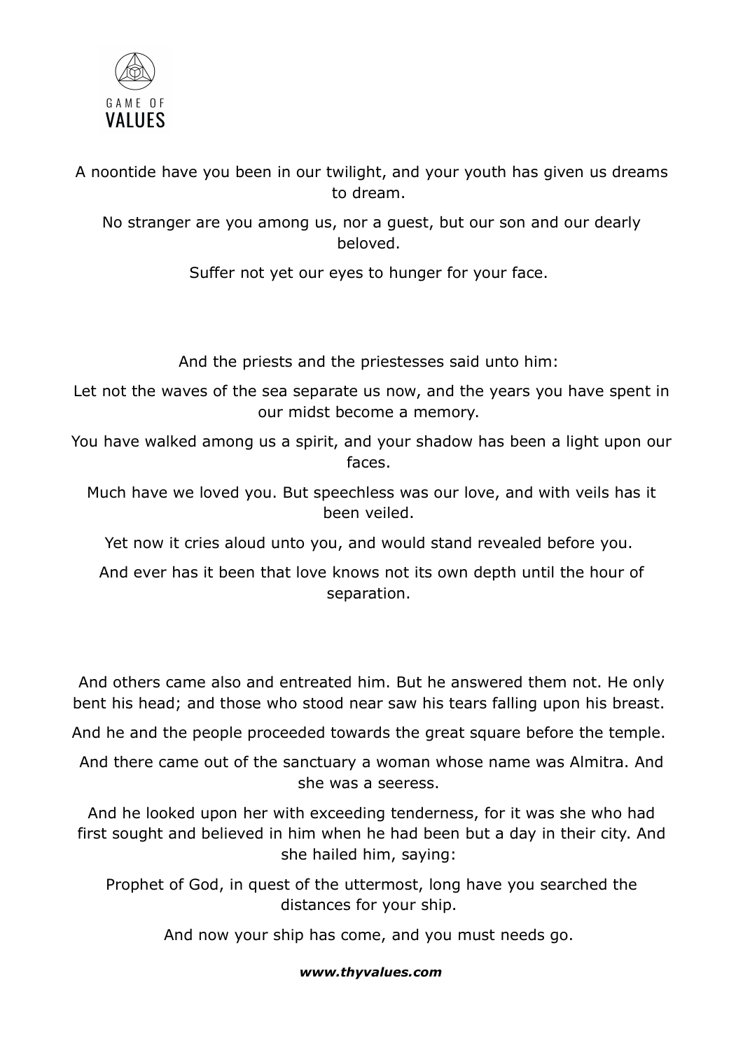A noontide have you been in our twilight, and your youth has given us dreams to dream.

No stranger are you among us, nor a guest, but our son and our dearly beloved.

Suffer not yet our eyes to hunger for your face.

And the priests and the priestesses said unto him:

Let not the waves of the sea separate us now, and the years you have spent in our midst become a memory.

You have walked among us a spirit, and your shadow has been a light upon our faces.

Much have we loved you. But speechless was our love, and with veils has it been veiled.

Yet now it cries aloud unto you, and would stand revealed before you.

And ever has it been that love knows not its own depth until the hour of separation.

And others came also and entreated him. But he answered them not. He only bent his head; and those who stood near saw his tears falling upon his breast.

And he and the people proceeded towards the great square before the temple.

And there came out of the sanctuary a woman whose name was Almitra. And she was a seeress.

And he looked upon her with exceeding tenderness, for it was she who had first sought and believed in him when he had been but a day in their city. And she hailed him, saying:

Prophet of God, in quest of the uttermost, long have you searched the distances for your ship.

And now your ship has come, and you must needs go.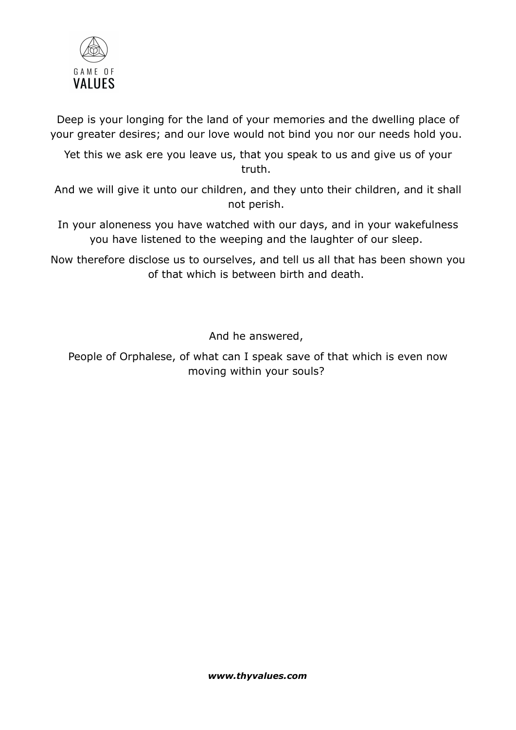Deep is your longing for the land of your memories and the dwelling place of your greater desires; and our love would not bind you nor our needs hold you.

Yet this we ask ere you leave us, that you speak to us and give us of your truth.

And we will give it unto our children, and they unto their children, and it shall not perish.

In your aloneness you have watched with our days, and in your wakefulness you have listened to the weeping and the laughter of our sleep.

Now therefore disclose us to ourselves, and tell us all that has been shown you of that which is between birth and death.

And he answered,

People of Orphalese, of what can I speak save of that which is even now moving within your souls?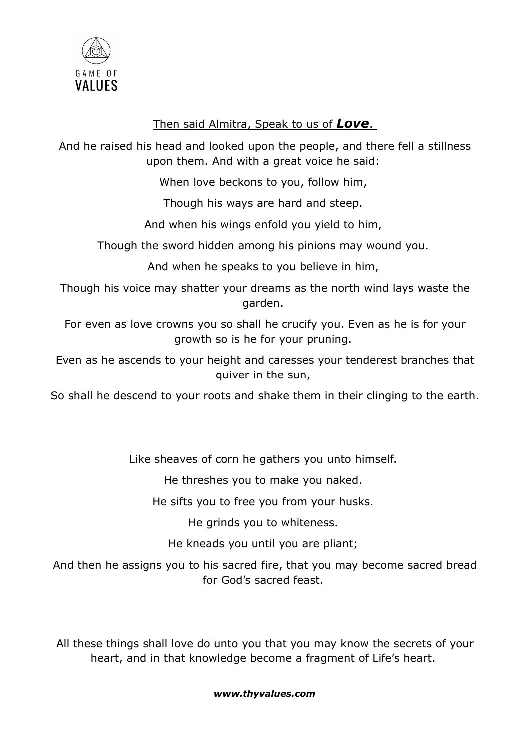Then said Almitra, Speak to us of ***Love***.

And he raised his head and looked upon the people, and there fell a stillness upon them. And with a great voice he said:

When love beckons to you, follow him,

Though his ways are hard and steep.

And when his wings enfold you yield to him,

Though the sword hidden among his pinions may wound you.

And when he speaks to you believe in him,

Though his voice may shatter your dreams as the north wind lays waste the garden.

For even as love crowns you so shall he crucify you. Even as he is for your growth so is he for your pruning.

Even as he ascends to your height and caresses your tenderest branches that quiver in the sun,

So shall he descend to your roots and shake them in their clinging to the earth.

Like sheaves of corn he gathers you unto himself.

He threshes you to make you naked.

He sifts you to free you from your husks.

He grinds you to whiteness.

He kneads you until you are pliant;

And then he assigns you to his sacred fire, that you may become sacred bread for God's sacred feast.

All these things shall love do unto you that you may know the secrets of your heart, and in that knowledge become a fragment of Life's heart.

***www.thyvalues.com***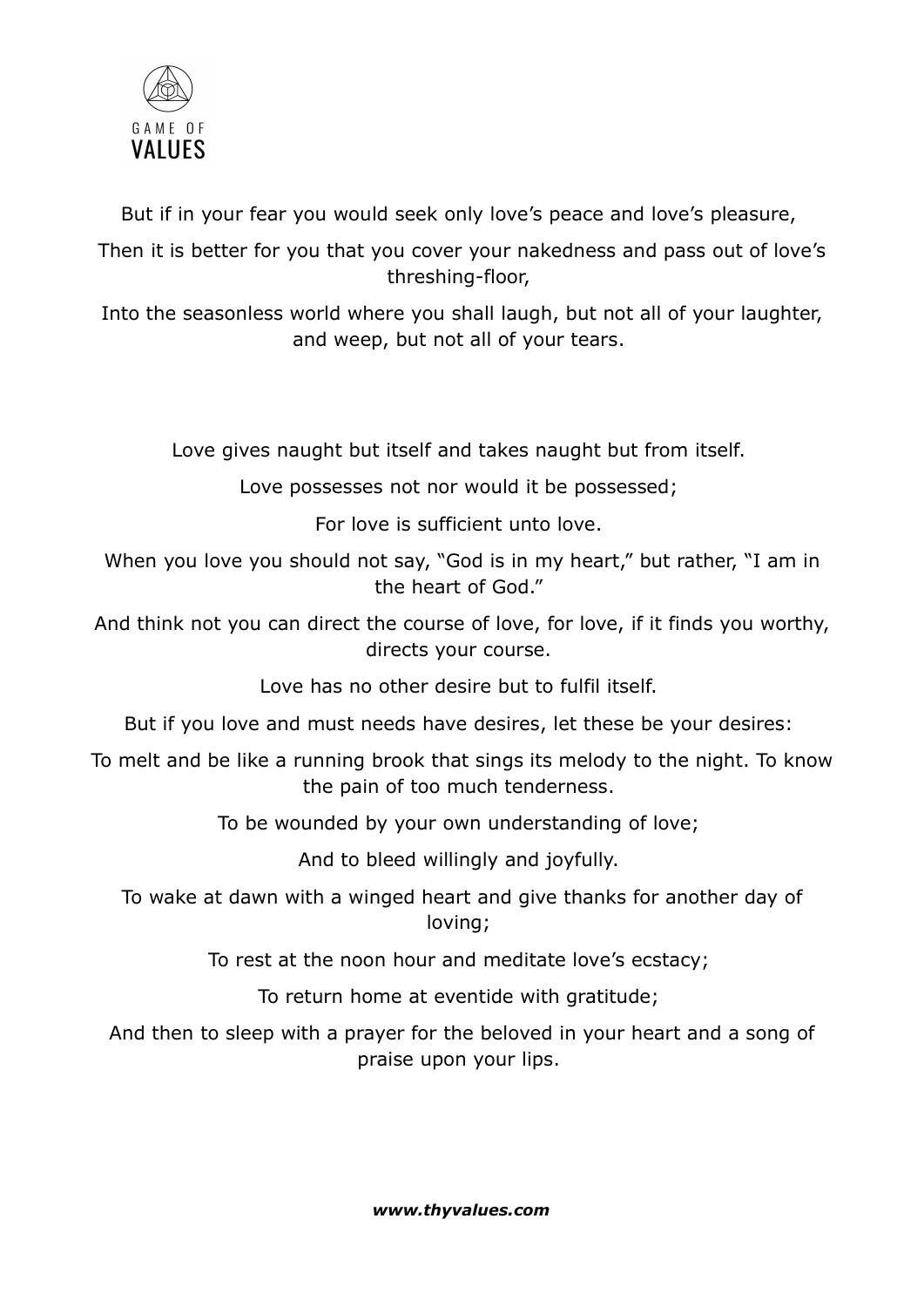But if in your fear you would seek only love's peace and love's pleasure,

Then it is better for you that you cover your nakedness and pass out of love's threshing-floor,

Into the seasonless world where you shall laugh, but not all of your laughter, and weep, but not all of your tears.

Love gives naught but itself and takes naught but from itself.

Love possesses not nor would it be possessed;

For love is sufficient unto love.

When you love you should not say, "God is in my heart," but rather, "I am in the heart of God."

And think not you can direct the course of love, for love, if it finds you worthy, directs your course.

Love has no other desire but to fulfil itself.

But if you love and must needs have desires, let these be your desires:

To melt and be like a running brook that sings its melody to the night. To know the pain of too much tenderness.

To be wounded by your own understanding of love;

And to bleed willingly and joyfully.

To wake at dawn with a winged heart and give thanks for another day of loving;

To rest at the noon hour and meditate love's ecstacy;

To return home at eventide with gratitude;

And then to sleep with a prayer for the beloved in your heart and a song of praise upon your lips.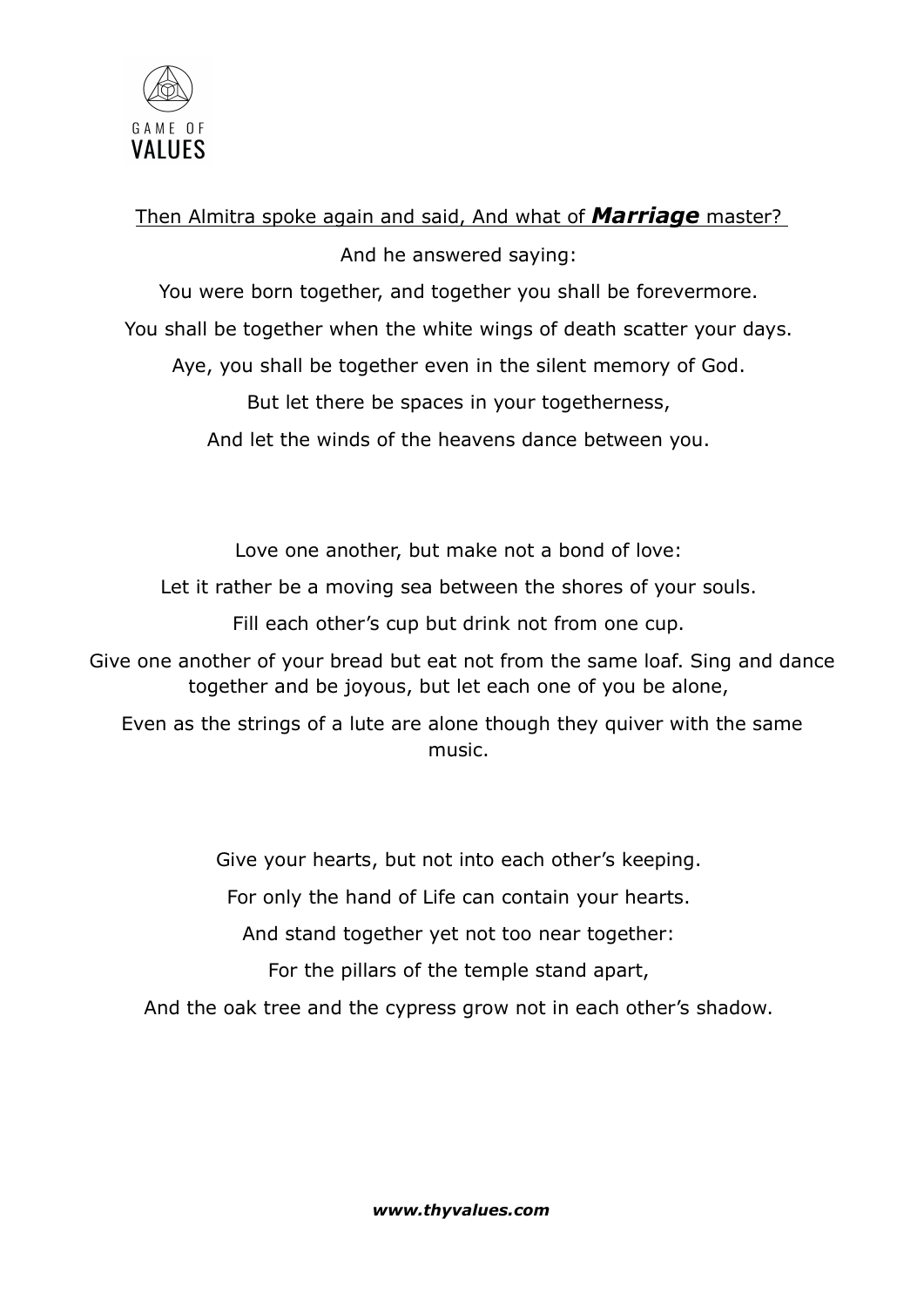Then Almitra spoke again and said, And what of ***Marriage*** master?

And he answered saying:

You were born together, and together you shall be forevermore.

You shall be together when the white wings of death scatter your days.

Aye, you shall be together even in the silent memory of God.

But let there be spaces in your togetherness,

And let the winds of the heavens dance between you.

Love one another, but make not a bond of love:

Let it rather be a moving sea between the shores of your souls.

Fill each other's cup but drink not from one cup.

Give one another of your bread but eat not from the same loaf. Sing and dance together and be joyous, but let each one of you be alone,

Even as the strings of a lute are alone though they quiver with the same music.

Give your hearts, but not into each other's keeping.

For only the hand of Life can contain your hearts.

And stand together yet not too near together:

For the pillars of the temple stand apart,

And the oak tree and the cypress grow not in each other's shadow.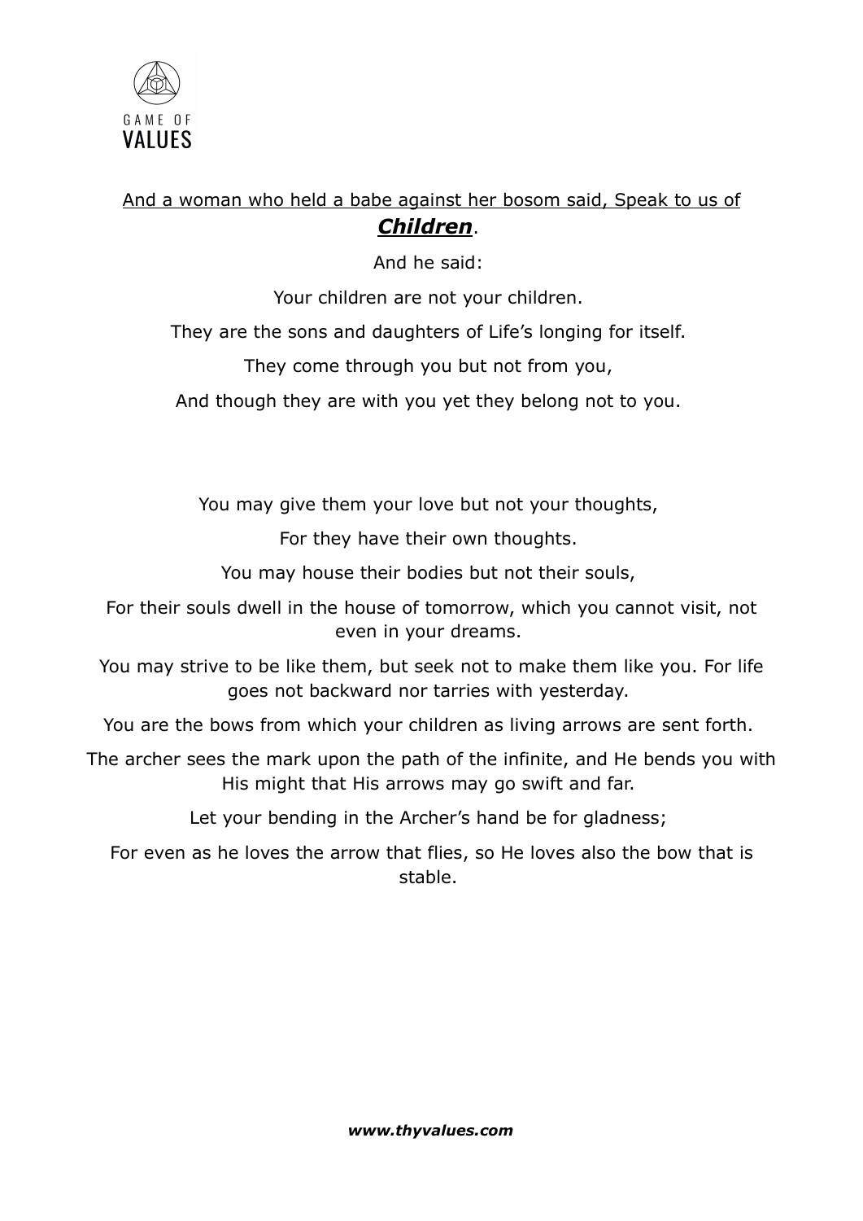And a woman who held a babe against her bosom said, Speak to us of ***Children***.

And he said:

Your children are not your children.

They are the sons and daughters of Life's longing for itself.

They come through you but not from you,

And though they are with you yet they belong not to you.

You may give them your love but not your thoughts,

For they have their own thoughts.

You may house their bodies but not their souls,

For their souls dwell in the house of tomorrow, which you cannot visit, not even in your dreams.

You may strive to be like them, but seek not to make them like you. For life goes not backward nor tarries with yesterday.

You are the bows from which your children as living arrows are sent forth.

The archer sees the mark upon the path of the infinite, and He bends you with His might that His arrows may go swift and far.

Let your bending in the Archer's hand be for gladness;

For even as he loves the arrow that flies, so He loves also the bow that is stable.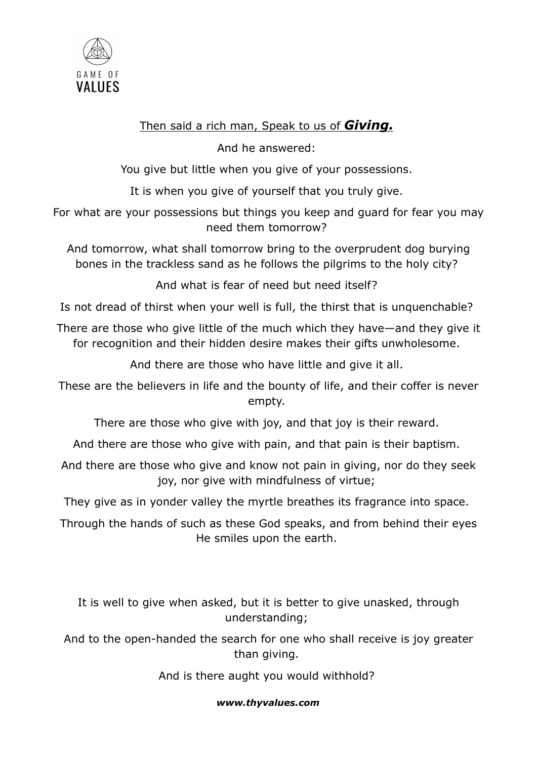Then said a rich man, Speak to us of ***Giving.***

And he answered:

You give but little when you give of your possessions.

It is when you give of yourself that you truly give.

For what are your possessions but things you keep and guard for fear you may need them tomorrow?

And tomorrow, what shall tomorrow bring to the overprudent dog burying bones in the trackless sand as he follows the pilgrims to the holy city?

And what is fear of need but need itself?

Is not dread of thirst when your well is full, the thirst that is unquenchable?

There are those who give little of the much which they have—and they give it for recognition and their hidden desire makes their gifts unwholesome.

And there are those who have little and give it all.

These are the believers in life and the bounty of life, and their coffer is never empty.

There are those who give with joy, and that joy is their reward.

And there are those who give with pain, and that pain is their baptism.

And there are those who give and know not pain in giving, nor do they seek joy, nor give with mindfulness of virtue;

They give as in yonder valley the myrtle breathes its fragrance into space.

Through the hands of such as these God speaks, and from behind their eyes He smiles upon the earth.

It is well to give when asked, but it is better to give unasked, through understanding;

And to the open-handed the search for one who shall receive is joy greater than giving.

And is there aught you would withhold?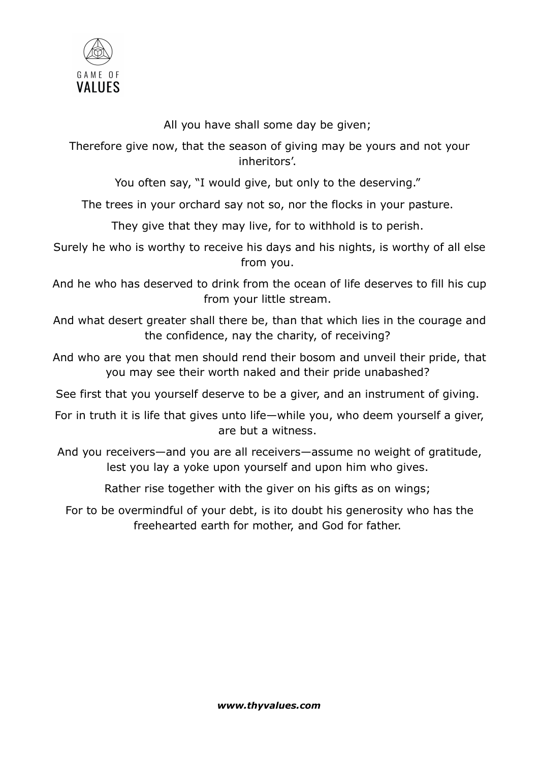All you have shall some day be given;

Therefore give now, that the season of giving may be yours and not your inheritors'.

You often say, "I would give, but only to the deserving."

The trees in your orchard say not so, nor the flocks in your pasture.

They give that they may live, for to withhold is to perish.

Surely he who is worthy to receive his days and his nights, is worthy of all else from you.

And he who has deserved to drink from the ocean of life deserves to fill his cup from your little stream.

And what desert greater shall there be, than that which lies in the courage and the confidence, nay the charity, of receiving?

And who are you that men should rend their bosom and unveil their pride, that you may see their worth naked and their pride unabashed?

See first that you yourself deserve to be a giver, and an instrument of giving.

For in truth it is life that gives unto life—while you, who deem yourself a giver, are but a witness.

And you receivers—and you are all receivers—assume no weight of gratitude, lest you lay a yoke upon yourself and upon him who gives.

Rather rise together with the giver on his gifts as on wings;

For to be overmindful of your debt, is ito doubt his generosity who has the freehearted earth for mother, and God for father.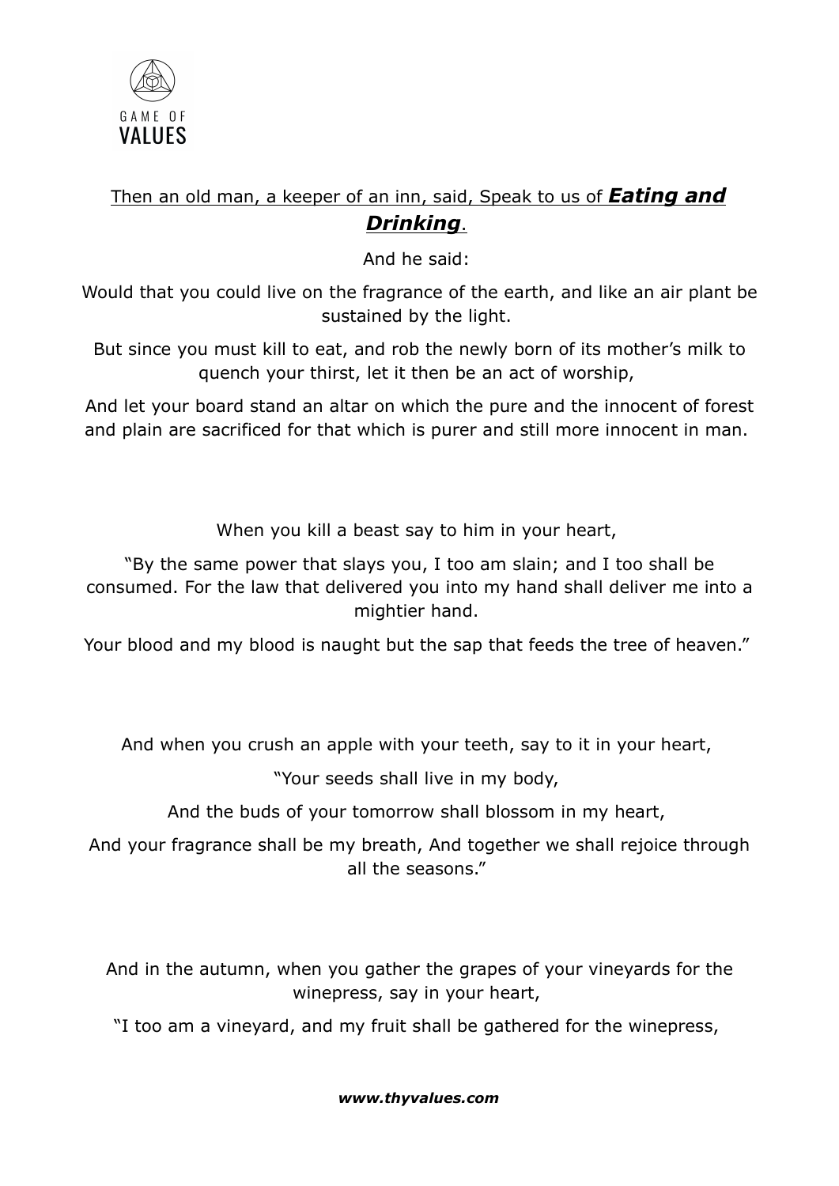Then an old man, a keeper of an inn, said, Speak to us of ***Eating and Drinking***.

And he said:

Would that you could live on the fragrance of the earth, and like an air plant be sustained by the light.

But since you must kill to eat, and rob the newly born of its mother's milk to quench your thirst, let it then be an act of worship,

And let your board stand an altar on which the pure and the innocent of forest and plain are sacrificed for that which is purer and still more innocent in man.

When you kill a beast say to him in your heart,

"By the same power that slays you, I too am slain; and I too shall be consumed. For the law that delivered you into my hand shall deliver me into a mightier hand.

Your blood and my blood is naught but the sap that feeds the tree of heaven."

And when you crush an apple with your teeth, say to it in your heart,

"Your seeds shall live in my body,

And the buds of your tomorrow shall blossom in my heart,

And your fragrance shall be my breath, And together we shall rejoice through all the seasons."

And in the autumn, when you gather the grapes of your vineyards for the winepress, say in your heart,

"I too am a vineyard, and my fruit shall be gathered for the winepress,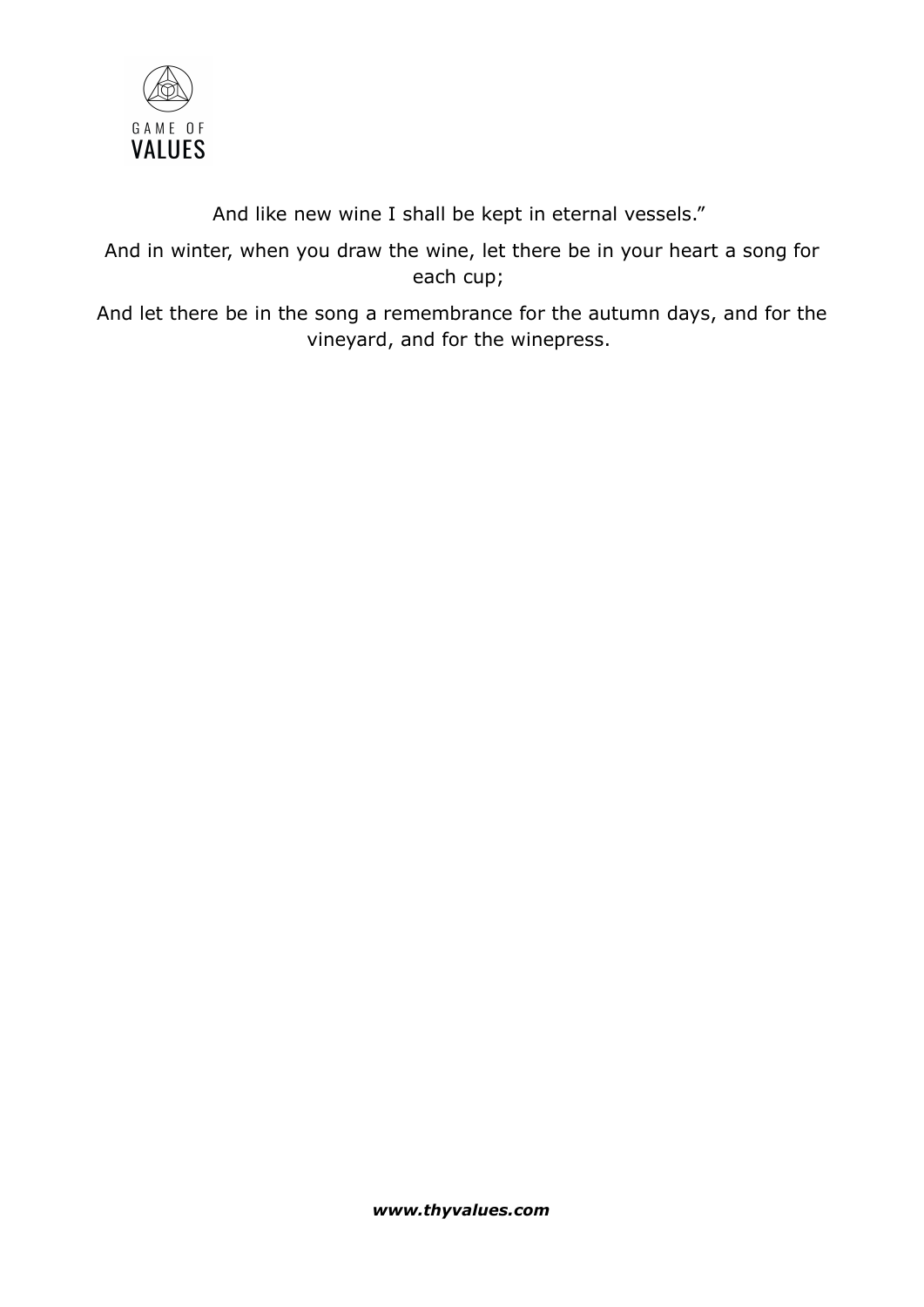And like new wine I shall be kept in eternal vessels."

And in winter, when you draw the wine, let there be in your heart a song for each cup;

And let there be in the song a remembrance for the autumn days, and for the vineyard, and for the winepress.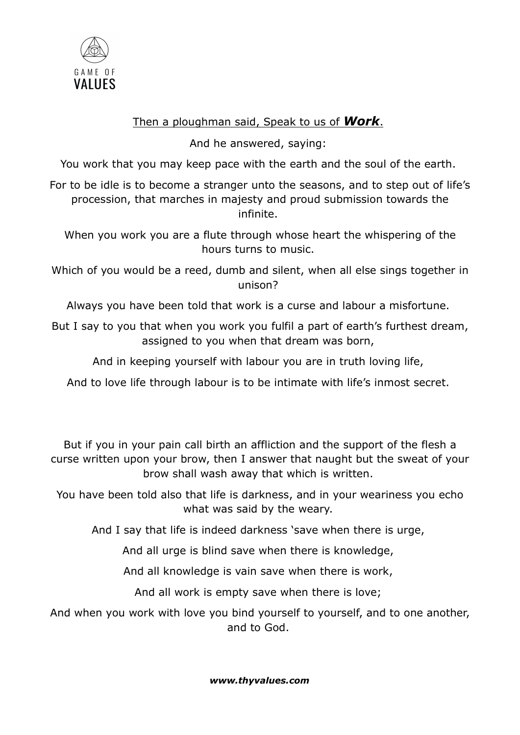Then a ploughman said, Speak to us of ***Work***.

And he answered, saying:

You work that you may keep pace with the earth and the soul of the earth.

For to be idle is to become a stranger unto the seasons, and to step out of life's procession, that marches in majesty and proud submission towards the infinite.

When you work you are a flute through whose heart the whispering of the hours turns to music.

Which of you would be a reed, dumb and silent, when all else sings together in unison?

Always you have been told that work is a curse and labour a misfortune.

But I say to you that when you work you fulfil a part of earth's furthest dream, assigned to you when that dream was born,

And in keeping yourself with labour you are in truth loving life,

And to love life through labour is to be intimate with life's inmost secret.

But if you in your pain call birth an affliction and the support of the flesh a curse written upon your brow, then I answer that naught but the sweat of your brow shall wash away that which is written.

You have been told also that life is darkness, and in your weariness you echo what was said by the weary.

And I say that life is indeed darkness 'save when there is urge,

And all urge is blind save when there is knowledge,

And all knowledge is vain save when there is work,

And all work is empty save when there is love;

And when you work with love you bind yourself to yourself, and to one another, and to God.

***www.thyvalues.com***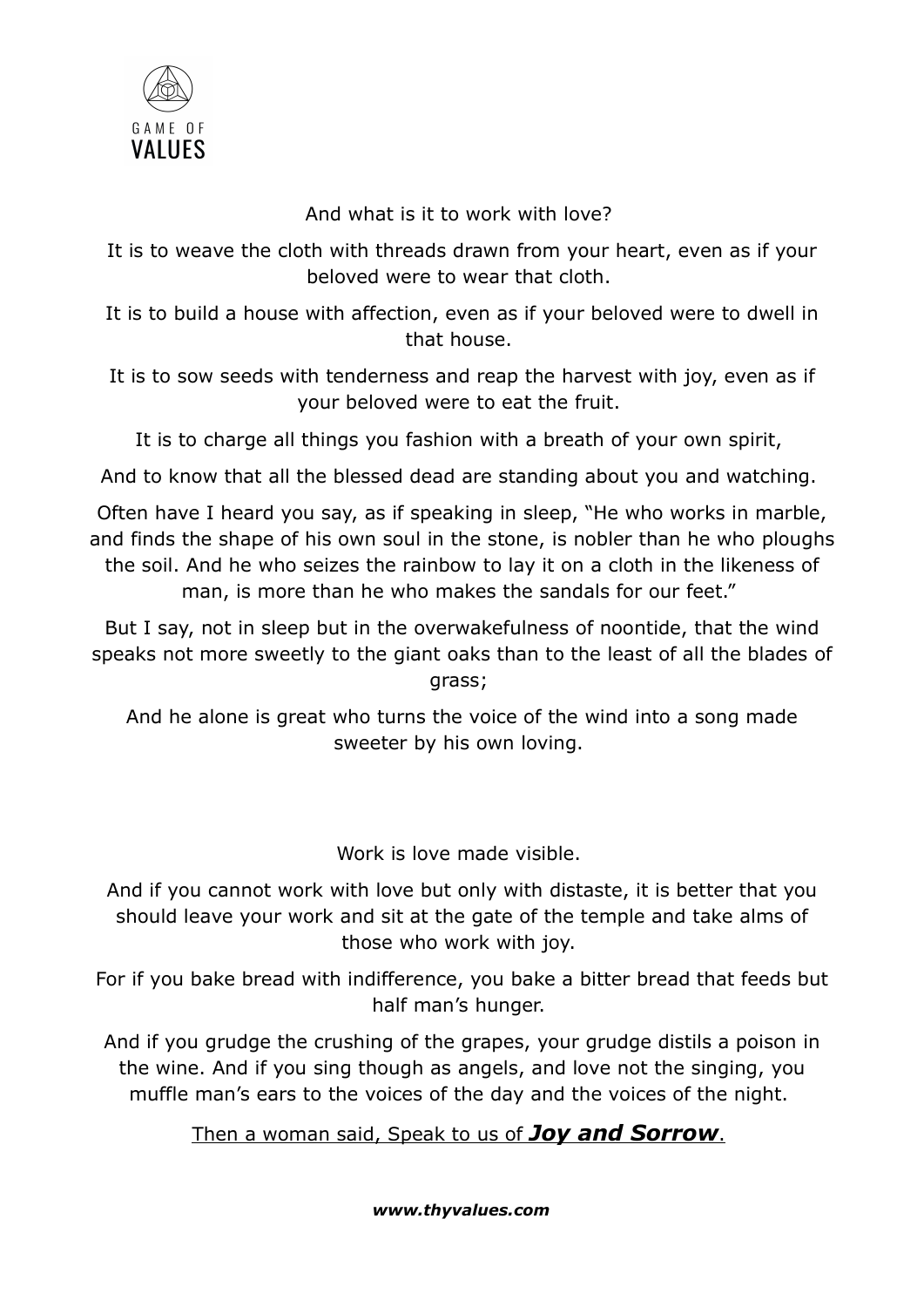And what is it to work with love?

It is to weave the cloth with threads drawn from your heart, even as if your beloved were to wear that cloth.

It is to build a house with affection, even as if your beloved were to dwell in that house.

It is to sow seeds with tenderness and reap the harvest with joy, even as if your beloved were to eat the fruit.

It is to charge all things you fashion with a breath of your own spirit,

And to know that all the blessed dead are standing about you and watching.

Often have I heard you say, as if speaking in sleep, "He who works in marble, and finds the shape of his own soul in the stone, is nobler than he who ploughs the soil. And he who seizes the rainbow to lay it on a cloth in the likeness of man, is more than he who makes the sandals for our feet."

But I say, not in sleep but in the overwakefulness of noontide, that the wind speaks not more sweetly to the giant oaks than to the least of all the blades of grass;

And he alone is great who turns the voice of the wind into a song made sweeter by his own loving.

Work is love made visible.

And if you cannot work with love but only with distaste, it is better that you should leave your work and sit at the gate of the temple and take alms of those who work with joy.

For if you bake bread with indifference, you bake a bitter bread that feeds but half man's hunger.

And if you grudge the crushing of the grapes, your grudge distils a poison in the wine. And if you sing though as angels, and love not the singing, you muffle man's ears to the voices of the day and the voices of the night.

<u>Then a woman said, Speak to us of ***Joy and Sorrow***.</u>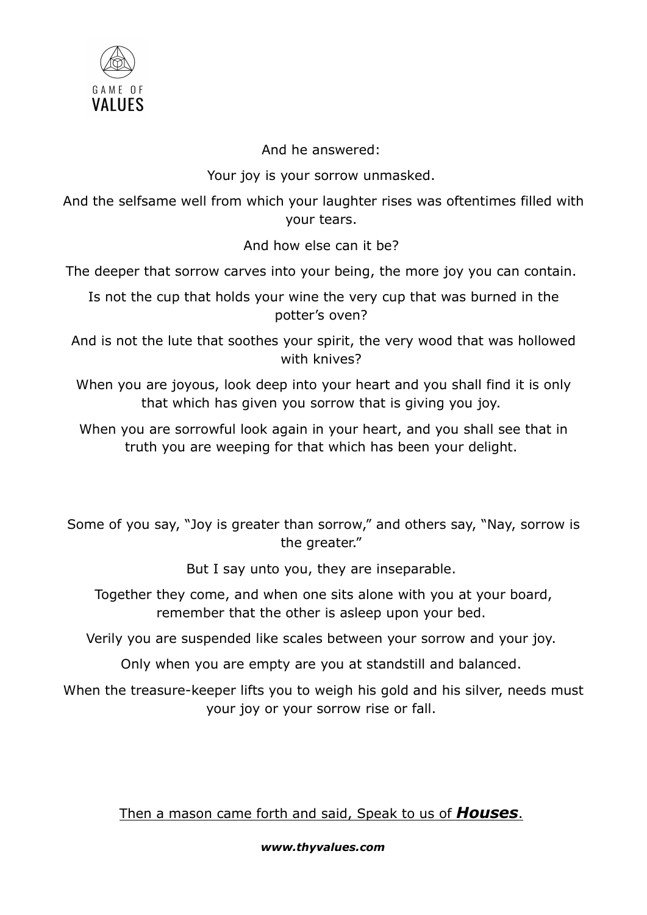And he answered:

Your joy is your sorrow unmasked.

And the selfsame well from which your laughter rises was oftentimes filled with your tears.

And how else can it be?

The deeper that sorrow carves into your being, the more joy you can contain.

Is not the cup that holds your wine the very cup that was burned in the potter's oven?

And is not the lute that soothes your spirit, the very wood that was hollowed with knives?

When you are joyous, look deep into your heart and you shall find it is only that which has given you sorrow that is giving you joy.

When you are sorrowful look again in your heart, and you shall see that in truth you are weeping for that which has been your delight.

Some of you say, "Joy is greater than sorrow," and others say, "Nay, sorrow is the greater."

But I say unto you, they are inseparable.

Together they come, and when one sits alone with you at your board, remember that the other is asleep upon your bed.

Verily you are suspended like scales between your sorrow and your joy.

Only when you are empty are you at standstill and balanced.

When the treasure-keeper lifts you to weigh his gold and his silver, needs must your joy or your sorrow rise or fall.

Then a mason came forth and said, Speak to us of ***Houses***.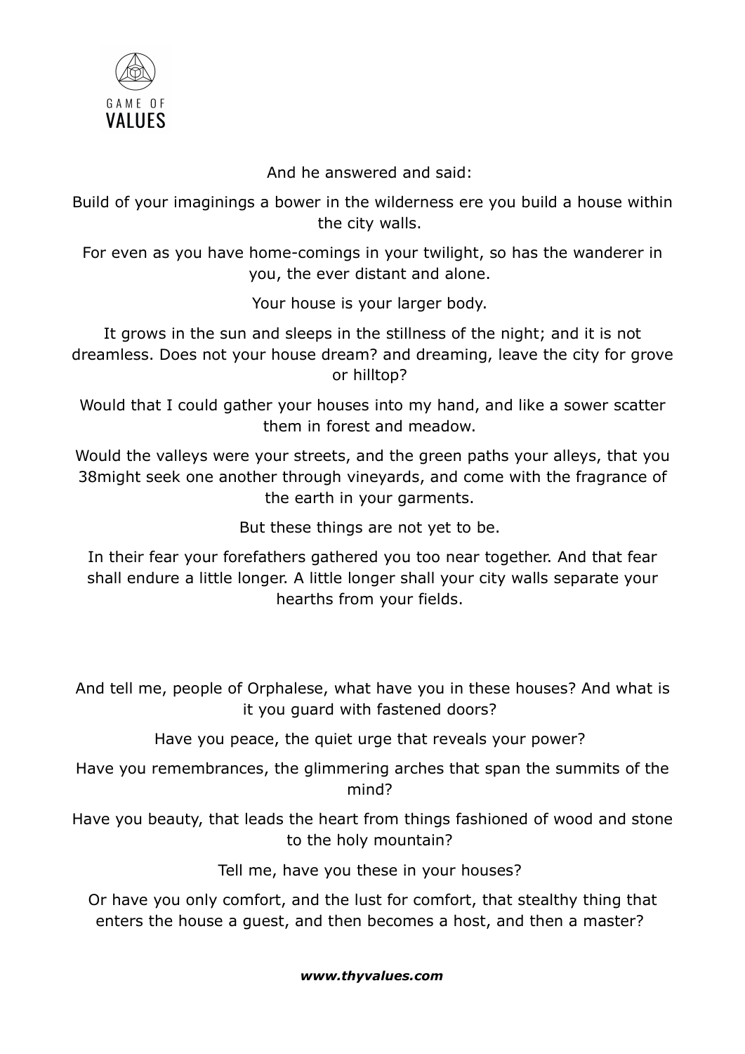And he answered and said:

Build of your imaginings a bower in the wilderness ere you build a house within the city walls.

For even as you have home-comings in your twilight, so has the wanderer in you, the ever distant and alone.

Your house is your larger body.

It grows in the sun and sleeps in the stillness of the night; and it is not dreamless. Does not your house dream? and dreaming, leave the city for grove or hilltop?

Would that I could gather your houses into my hand, and like a sower scatter them in forest and meadow.

Would the valleys were your streets, and the green paths your alleys, that you 38might seek one another through vineyards, and come with the fragrance of the earth in your garments.

But these things are not yet to be.

In their fear your forefathers gathered you too near together. And that fear shall endure a little longer. A little longer shall your city walls separate your hearths from your fields.

And tell me, people of Orphalese, what have you in these houses? And what is it you guard with fastened doors?

Have you peace, the quiet urge that reveals your power?

Have you remembrances, the glimmering arches that span the summits of the mind?

Have you beauty, that leads the heart from things fashioned of wood and stone to the holy mountain?

Tell me, have you these in your houses?

Or have you only comfort, and the lust for comfort, that stealthy thing that enters the house a guest, and then becomes a host, and then a master?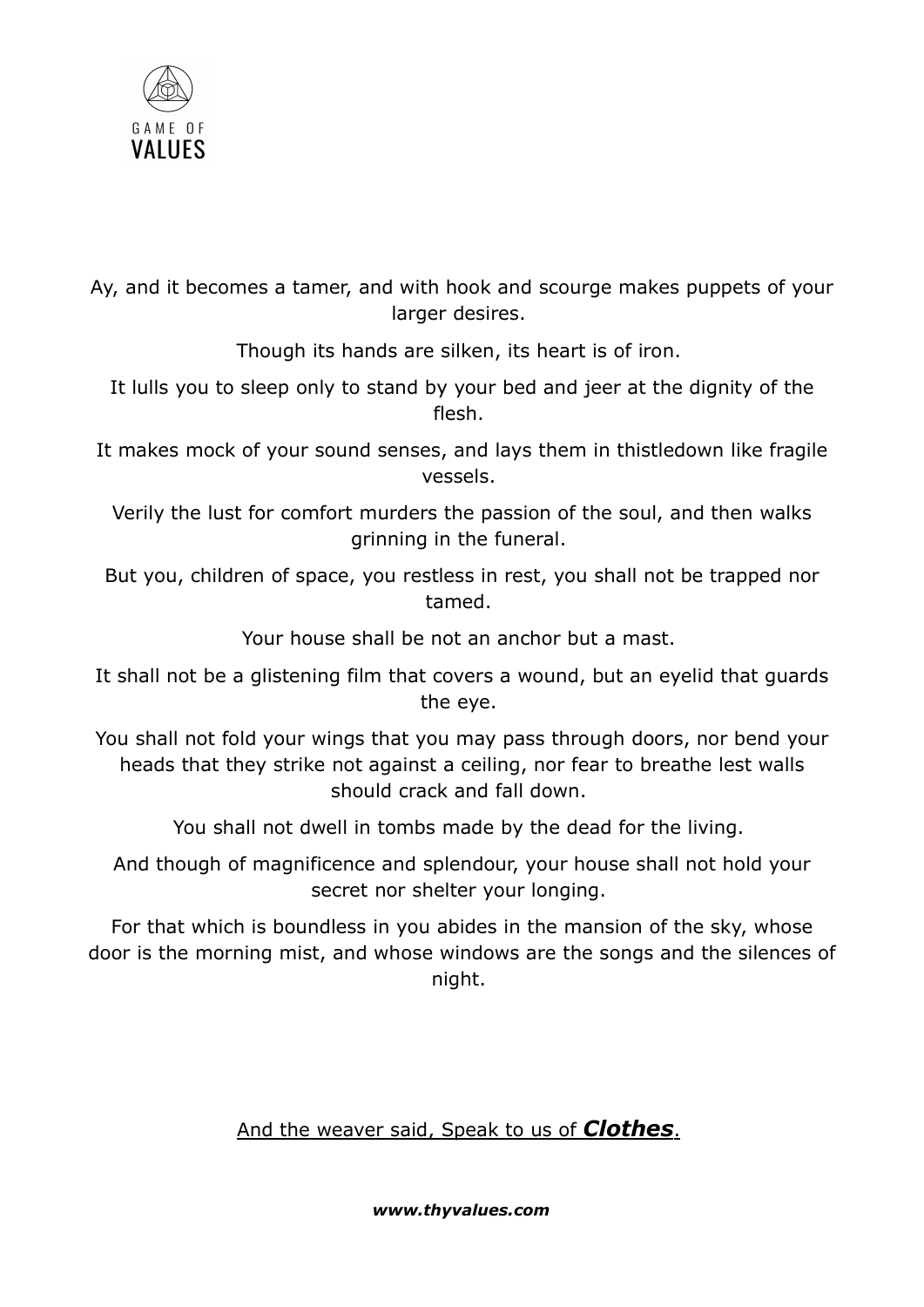Ay, and it becomes a tamer, and with hook and scourge makes puppets of your larger desires.

Though its hands are silken, its heart is of iron.

It lulls you to sleep only to stand by your bed and jeer at the dignity of the flesh.

It makes mock of your sound senses, and lays them in thistledown like fragile vessels.

Verily the lust for comfort murders the passion of the soul, and then walks grinning in the funeral.

But you, children of space, you restless in rest, you shall not be trapped nor tamed.

Your house shall be not an anchor but a mast.

It shall not be a glistening film that covers a wound, but an eyelid that guards the eye.

You shall not fold your wings that you may pass through doors, nor bend your heads that they strike not against a ceiling, nor fear to breathe lest walls should crack and fall down.

You shall not dwell in tombs made by the dead for the living.

And though of magnificence and splendour, your house shall not hold your secret nor shelter your longing.

For that which is boundless in you abides in the mansion of the sky, whose door is the morning mist, and whose windows are the songs and the silences of night.

<u>And the weaver said, Speak to us of ***Clothes***.</u>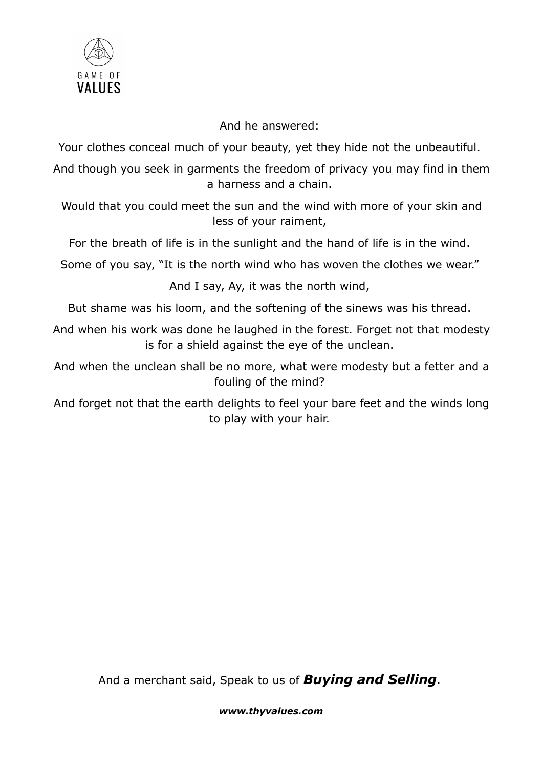And he answered:

Your clothes conceal much of your beauty, yet they hide not the unbeautiful.

And though you seek in garments the freedom of privacy you may find in them a harness and a chain.

Would that you could meet the sun and the wind with more of your skin and less of your raiment,

For the breath of life is in the sunlight and the hand of life is in the wind.

Some of you say, “It is the north wind who has woven the clothes we wear.”

And I say, Ay, it was the north wind,

But shame was his loom, and the softening of the sinews was his thread.

And when his work was done he laughed in the forest. Forget not that modesty is for a shield against the eye of the unclean.

And when the unclean shall be no more, what were modesty but a fetter and a fouling of the mind?

And forget not that the earth delights to feel your bare feet and the winds long to play with your hair.

And a merchant said, Speak to us of ***Buying and Selling***.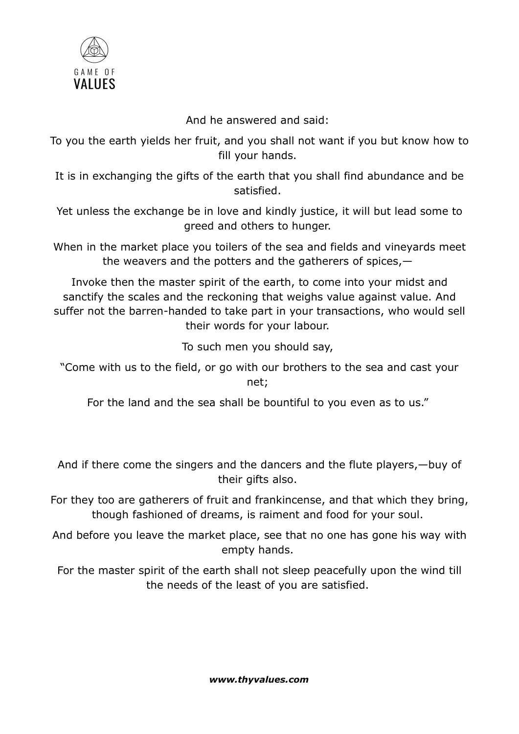And he answered and said:

To you the earth yields her fruit, and you shall not want if you but know how to fill your hands.

It is in exchanging the gifts of the earth that you shall find abundance and be satisfied.

Yet unless the exchange be in love and kindly justice, it will but lead some to greed and others to hunger.

When in the market place you toilers of the sea and fields and vineyards meet the weavers and the potters and the gatherers of spices,—

Invoke then the master spirit of the earth, to come into your midst and sanctify the scales and the reckoning that weighs value against value. And suffer not the barren-handed to take part in your transactions, who would sell their words for your labour.

To such men you should say,

"Come with us to the field, or go with our brothers to the sea and cast your net;

For the land and the sea shall be bountiful to you even as to us."

And if there come the singers and the dancers and the flute players,—buy of their gifts also.

For they too are gatherers of fruit and frankincense, and that which they bring, though fashioned of dreams, is raiment and food for your soul.

And before you leave the market place, see that no one has gone his way with empty hands.

For the master spirit of the earth shall not sleep peacefully upon the wind till the needs of the least of you are satisfied.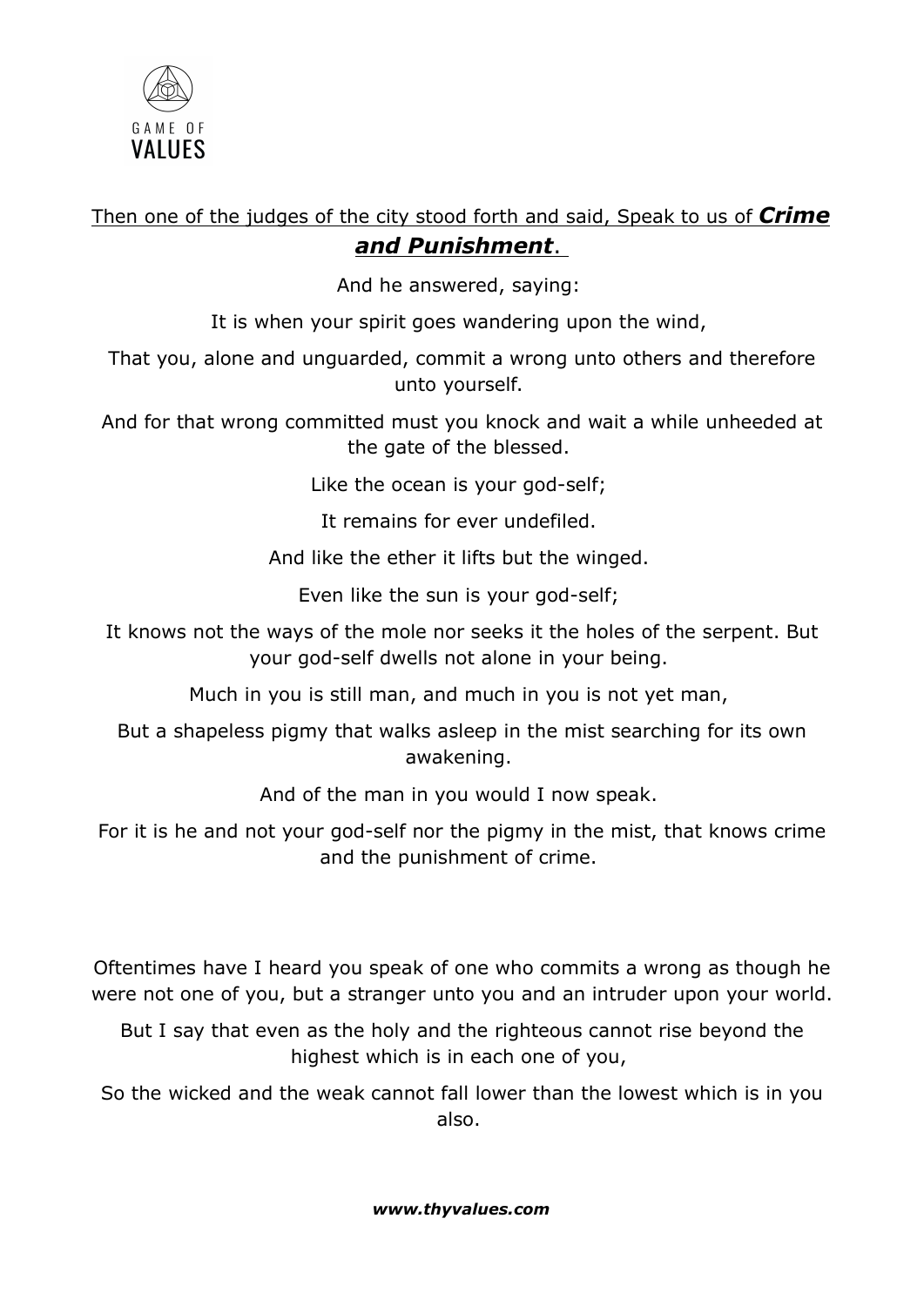Then one of the judges of the city stood forth and said, Speak to us of ***Crime and Punishment***.

And he answered, saying:

It is when your spirit goes wandering upon the wind,

That you, alone and unguarded, commit a wrong unto others and therefore unto yourself.

And for that wrong committed must you knock and wait a while unheeded at the gate of the blessed.

Like the ocean is your god-self;

It remains for ever undefiled.

And like the ether it lifts but the winged.

Even like the sun is your god-self;

It knows not the ways of the mole nor seeks it the holes of the serpent. But your god-self dwells not alone in your being.

Much in you is still man, and much in you is not yet man,

But a shapeless pigmy that walks asleep in the mist searching for its own awakening.

And of the man in you would I now speak.

For it is he and not your god-self nor the pigmy in the mist, that knows crime and the punishment of crime.

Oftentimes have I heard you speak of one who commits a wrong as though he were not one of you, but a stranger unto you and an intruder upon your world.

But I say that even as the holy and the righteous cannot rise beyond the highest which is in each one of you,

So the wicked and the weak cannot fall lower than the lowest which is in you also.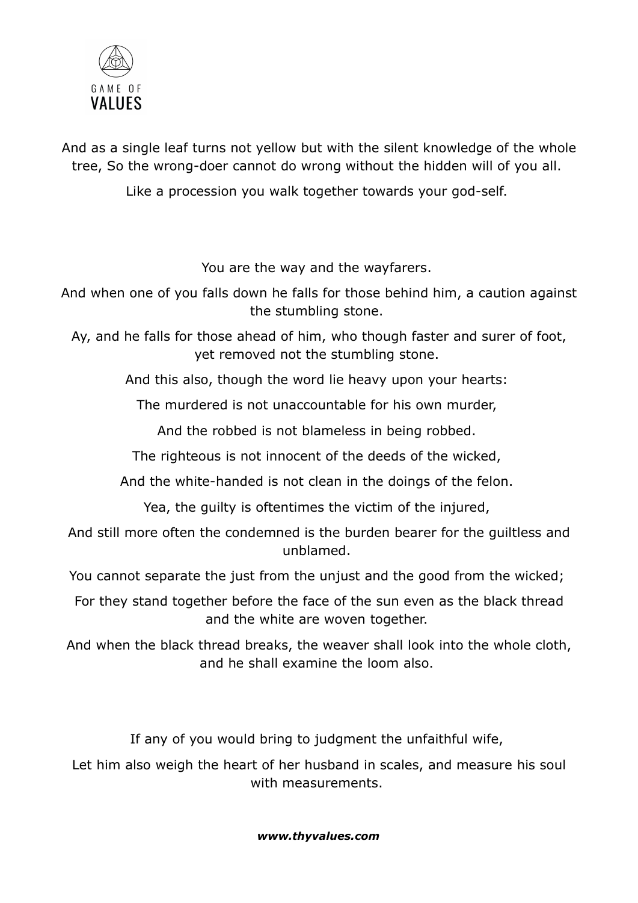And as a single leaf turns not yellow but with the silent knowledge of the whole tree, So the wrong-doer cannot do wrong without the hidden will of you all.

Like a procession you walk together towards your god-self.

You are the way and the wayfarers.

And when one of you falls down he falls for those behind him, a caution against the stumbling stone.

Ay, and he falls for those ahead of him, who though faster and surer of foot, yet removed not the stumbling stone.

And this also, though the word lie heavy upon your hearts:

The murdered is not unaccountable for his own murder,

And the robbed is not blameless in being robbed.

The righteous is not innocent of the deeds of the wicked,

And the white-handed is not clean in the doings of the felon.

Yea, the guilty is oftentimes the victim of the injured,

And still more often the condemned is the burden bearer for the guiltless and unblamed.

You cannot separate the just from the unjust and the good from the wicked;

For they stand together before the face of the sun even as the black thread and the white are woven together.

And when the black thread breaks, the weaver shall look into the whole cloth, and he shall examine the loom also.

If any of you would bring to judgment the unfaithful wife,

Let him also weigh the heart of her husband in scales, and measure his soul with measurements.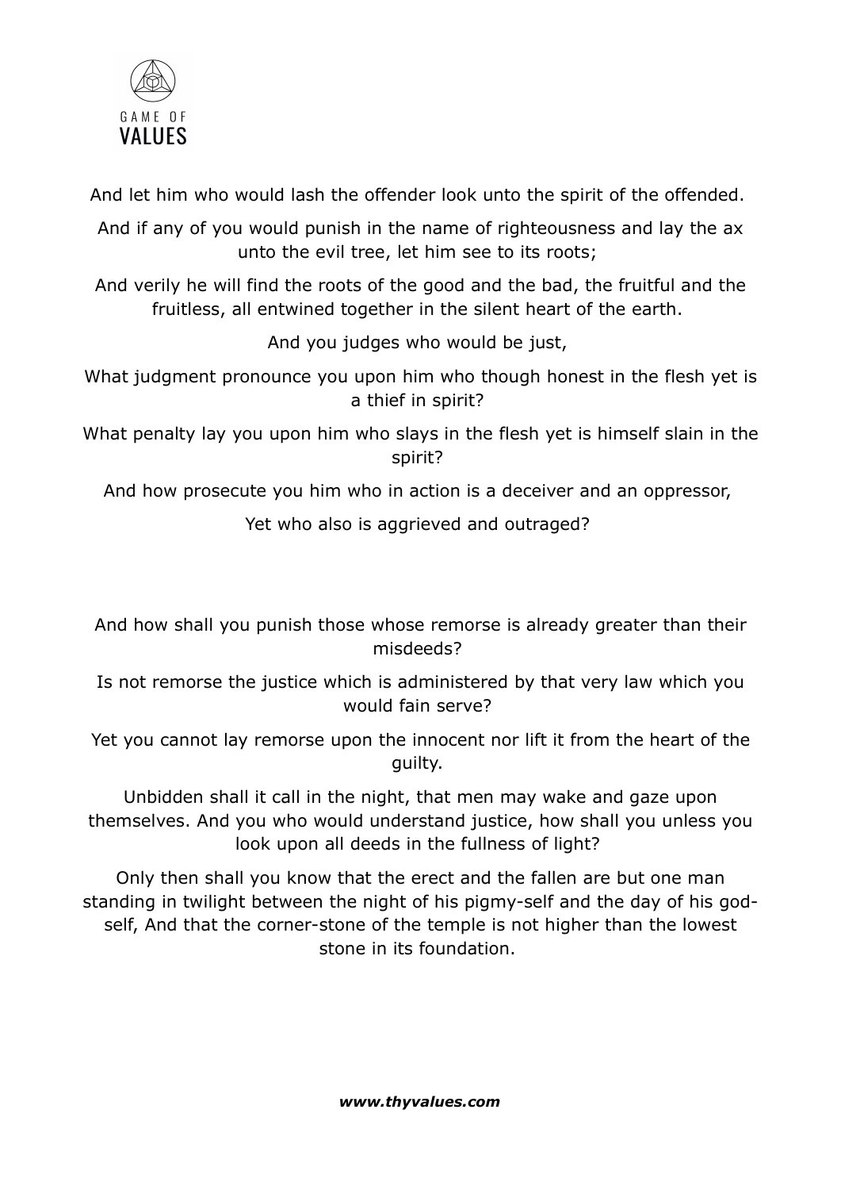And let him who would lash the offender look unto the spirit of the offended.

And if any of you would punish in the name of righteousness and lay the ax unto the evil tree, let him see to its roots;

And verily he will find the roots of the good and the bad, the fruitful and the fruitless, all entwined together in the silent heart of the earth.

And you judges who would be just,

What judgment pronounce you upon him who though honest in the flesh yet is a thief in spirit?

What penalty lay you upon him who slays in the flesh yet is himself slain in the spirit?

And how prosecute you him who in action is a deceiver and an oppressor,

Yet who also is aggrieved and outraged?

And how shall you punish those whose remorse is already greater than their misdeeds?

Is not remorse the justice which is administered by that very law which you would fain serve?

Yet you cannot lay remorse upon the innocent nor lift it from the heart of the guilty.

Unbidden shall it call in the night, that men may wake and gaze upon themselves. And you who would understand justice, how shall you unless you look upon all deeds in the fullness of light?

Only then shall you know that the erect and the fallen are but one man standing in twilight between the night of his pigmy-self and the day of his god-self, And that the corner-stone of the temple is not higher than the lowest stone in its foundation.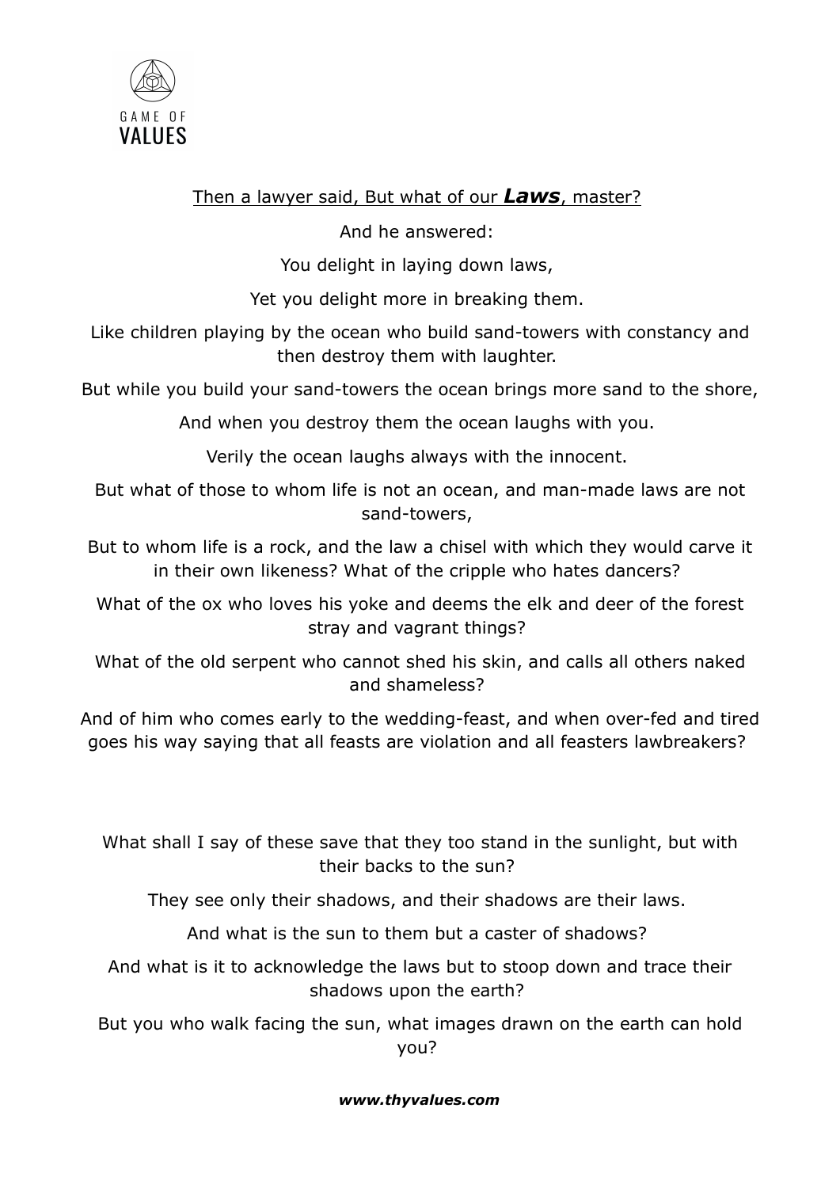Then a lawyer said, But what of our ***Laws***, master?

And he answered:

You delight in laying down laws,

Yet you delight more in breaking them.

Like children playing by the ocean who build sand-towers with constancy and then destroy them with laughter.

But while you build your sand-towers the ocean brings more sand to the shore,

And when you destroy them the ocean laughs with you.

Verily the ocean laughs always with the innocent.

But what of those to whom life is not an ocean, and man-made laws are not sand-towers,

But to whom life is a rock, and the law a chisel with which they would carve it in their own likeness? What of the cripple who hates dancers?

What of the ox who loves his yoke and deems the elk and deer of the forest stray and vagrant things?

What of the old serpent who cannot shed his skin, and calls all others naked and shameless?

And of him who comes early to the wedding-feast, and when over-fed and tired goes his way saying that all feasts are violation and all feasters lawbreakers?

What shall I say of these save that they too stand in the sunlight, but with their backs to the sun?

They see only their shadows, and their shadows are their laws.

And what is the sun to them but a caster of shadows?

And what is it to acknowledge the laws but to stoop down and trace their shadows upon the earth?

But you who walk facing the sun, what images drawn on the earth can hold you?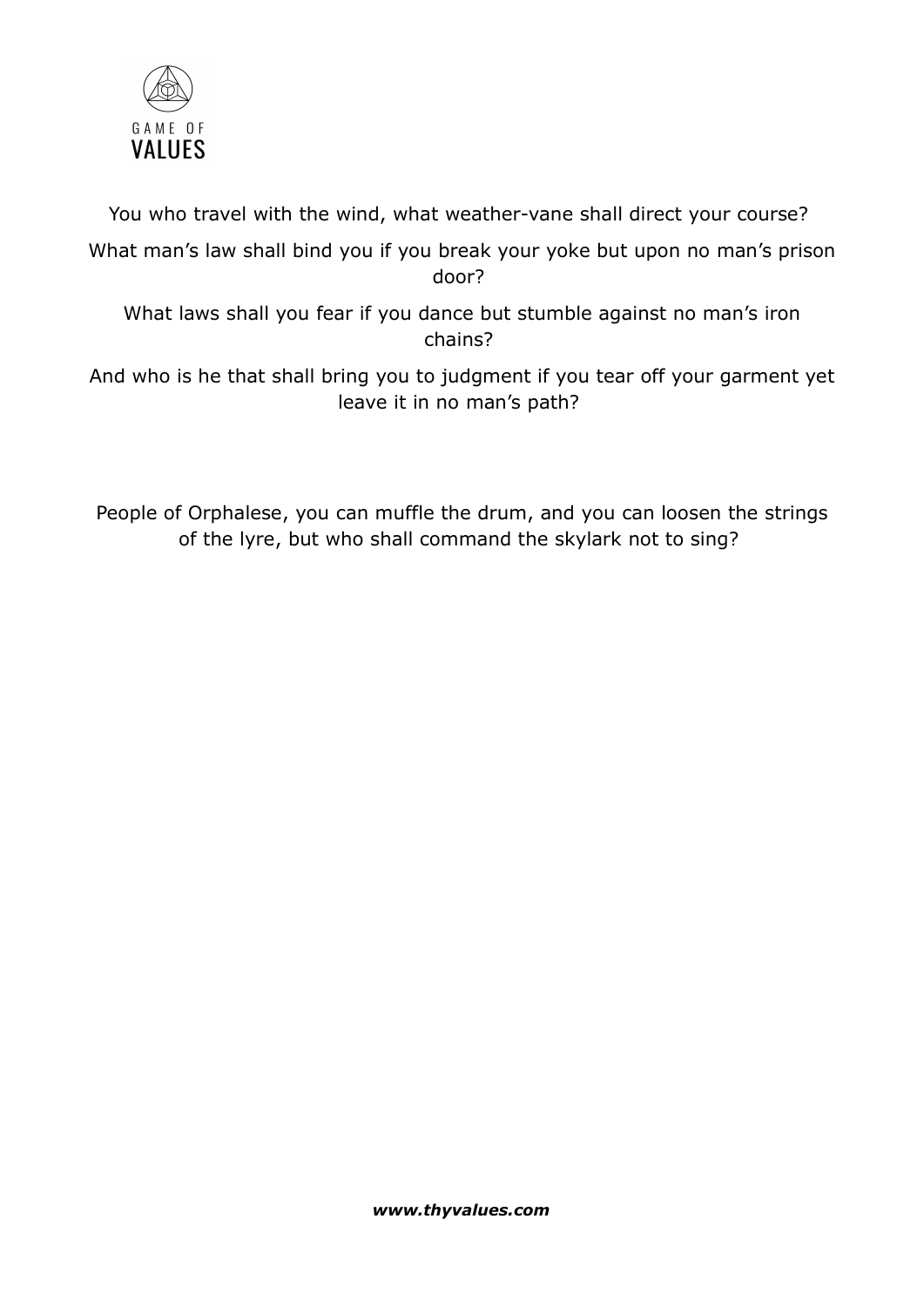You who travel with the wind, what weather-vane shall direct your course?

What man's law shall bind you if you break your yoke but upon no man's prison door?

What laws shall you fear if you dance but stumble against no man's iron chains?

And who is he that shall bring you to judgment if you tear off your garment yet leave it in no man's path?

People of Orphalese, you can muffle the drum, and you can loosen the strings of the lyre, but who shall command the skylark not to sing?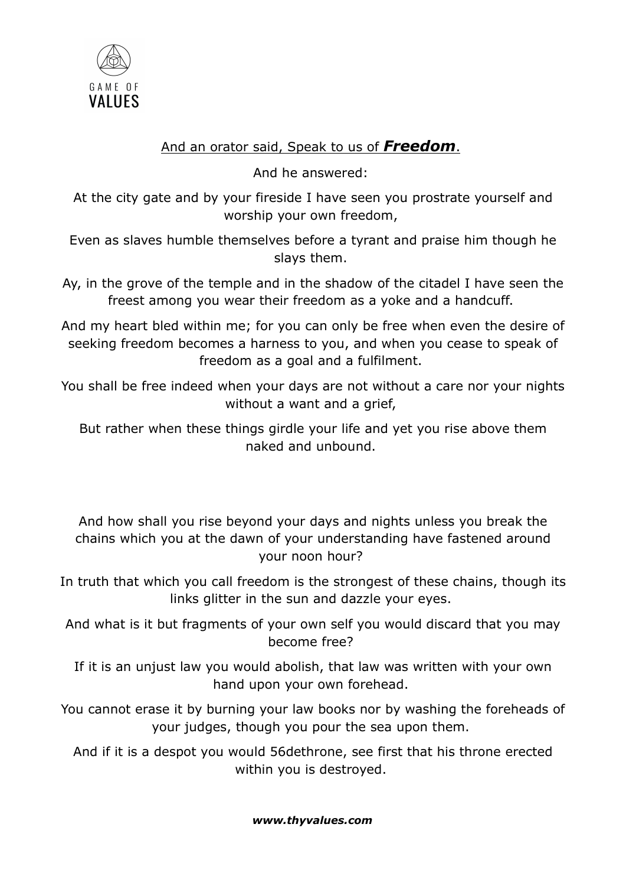And an orator said, Speak to us of ***Freedom***.

And he answered:

At the city gate and by your fireside I have seen you prostrate yourself and worship your own freedom,

Even as slaves humble themselves before a tyrant and praise him though he slays them.

Ay, in the grove of the temple and in the shadow of the citadel I have seen the freest among you wear their freedom as a yoke and a handcuff.

And my heart bled within me; for you can only be free when even the desire of seeking freedom becomes a harness to you, and when you cease to speak of freedom as a goal and a fulfilment.

You shall be free indeed when your days are not without a care nor your nights without a want and a grief,

But rather when these things girdle your life and yet you rise above them naked and unbound.

And how shall you rise beyond your days and nights unless you break the chains which you at the dawn of your understanding have fastened around your noon hour?

In truth that which you call freedom is the strongest of these chains, though its links glitter in the sun and dazzle your eyes.

And what is it but fragments of your own self you would discard that you may become free?

If it is an unjust law you would abolish, that law was written with your own hand upon your own forehead.

You cannot erase it by burning your law books nor by washing the foreheads of your judges, though you pour the sea upon them.

And if it is a despot you would 56dethrone, see first that his throne erected within you is destroyed.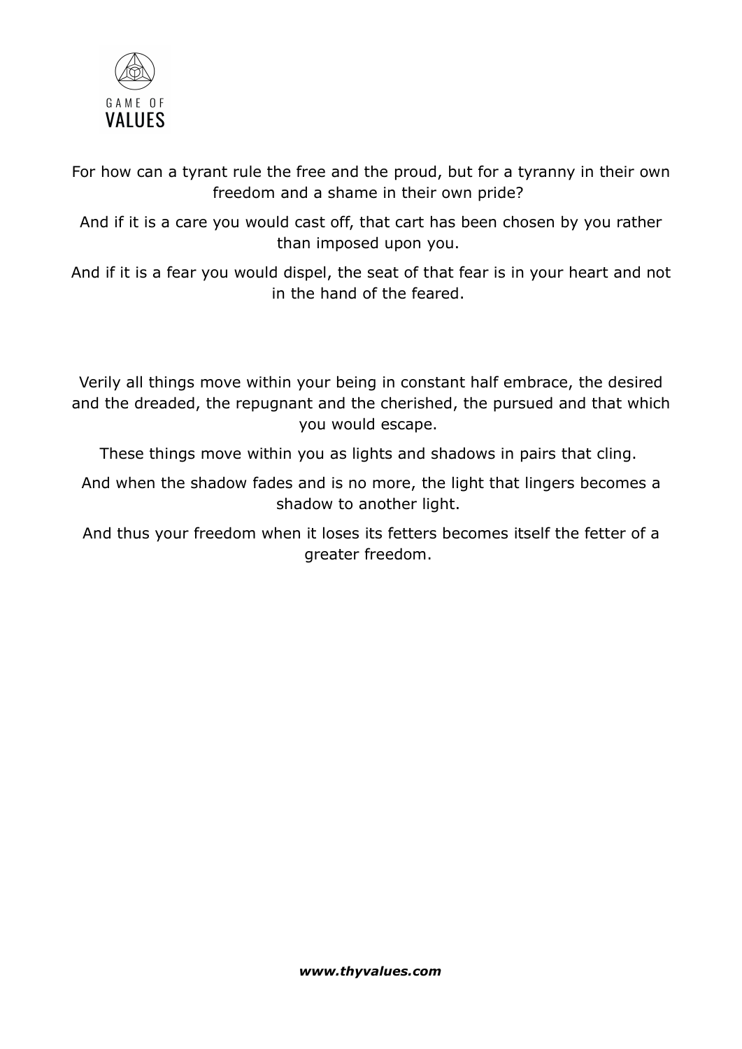For how can a tyrant rule the free and the proud, but for a tyranny in their own freedom and a shame in their own pride?

And if it is a care you would cast off, that cart has been chosen by you rather than imposed upon you.

And if it is a fear you would dispel, the seat of that fear is in your heart and not in the hand of the feared.

Verily all things move within your being in constant half embrace, the desired and the dreaded, the repugnant and the cherished, the pursued and that which you would escape.

These things move within you as lights and shadows in pairs that cling.

And when the shadow fades and is no more, the light that lingers becomes a shadow to another light.

And thus your freedom when it loses its fetters becomes itself the fetter of a greater freedom.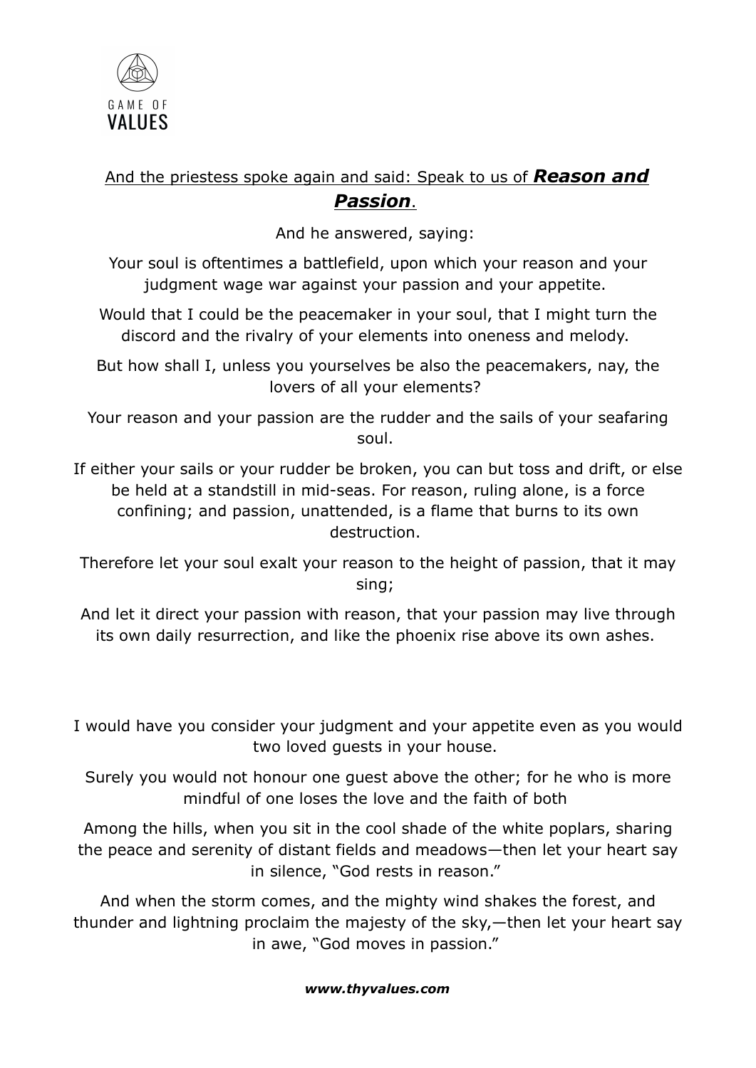And the priestess spoke again and said: Speak to us of ***Reason and Passion***.

And he answered, saying:

Your soul is oftentimes a battlefield, upon which your reason and your judgment wage war against your passion and your appetite.

Would that I could be the peacemaker in your soul, that I might turn the discord and the rivalry of your elements into oneness and melody.

But how shall I, unless you yourselves be also the peacemakers, nay, the lovers of all your elements?

Your reason and your passion are the rudder and the sails of your seafaring soul.

If either your sails or your rudder be broken, you can but toss and drift, or else be held at a standstill in mid-seas. For reason, ruling alone, is a force confining; and passion, unattended, is a flame that burns to its own destruction.

Therefore let your soul exalt your reason to the height of passion, that it may sing;

And let it direct your passion with reason, that your passion may live through its own daily resurrection, and like the phoenix rise above its own ashes.

I would have you consider your judgment and your appetite even as you would two loved guests in your house.

Surely you would not honour one guest above the other; for he who is more mindful of one loses the love and the faith of both

Among the hills, when you sit in the cool shade of the white poplars, sharing the peace and serenity of distant fields and meadows—then let your heart say in silence, "God rests in reason."

And when the storm comes, and the mighty wind shakes the forest, and thunder and lightning proclaim the majesty of the sky,—then let your heart say in awe, "God moves in passion."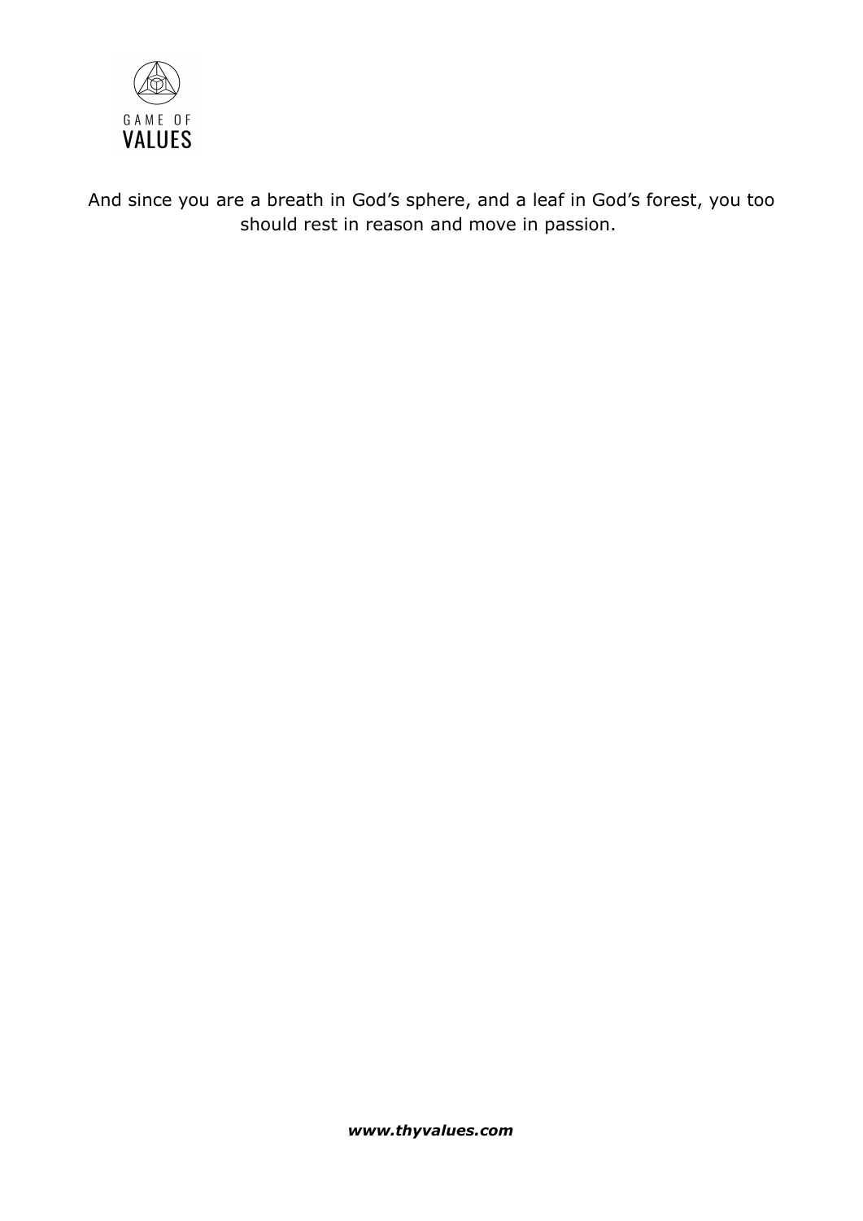And since you are a breath in God's sphere, and a leaf in God's forest, you too should rest in reason and move in passion.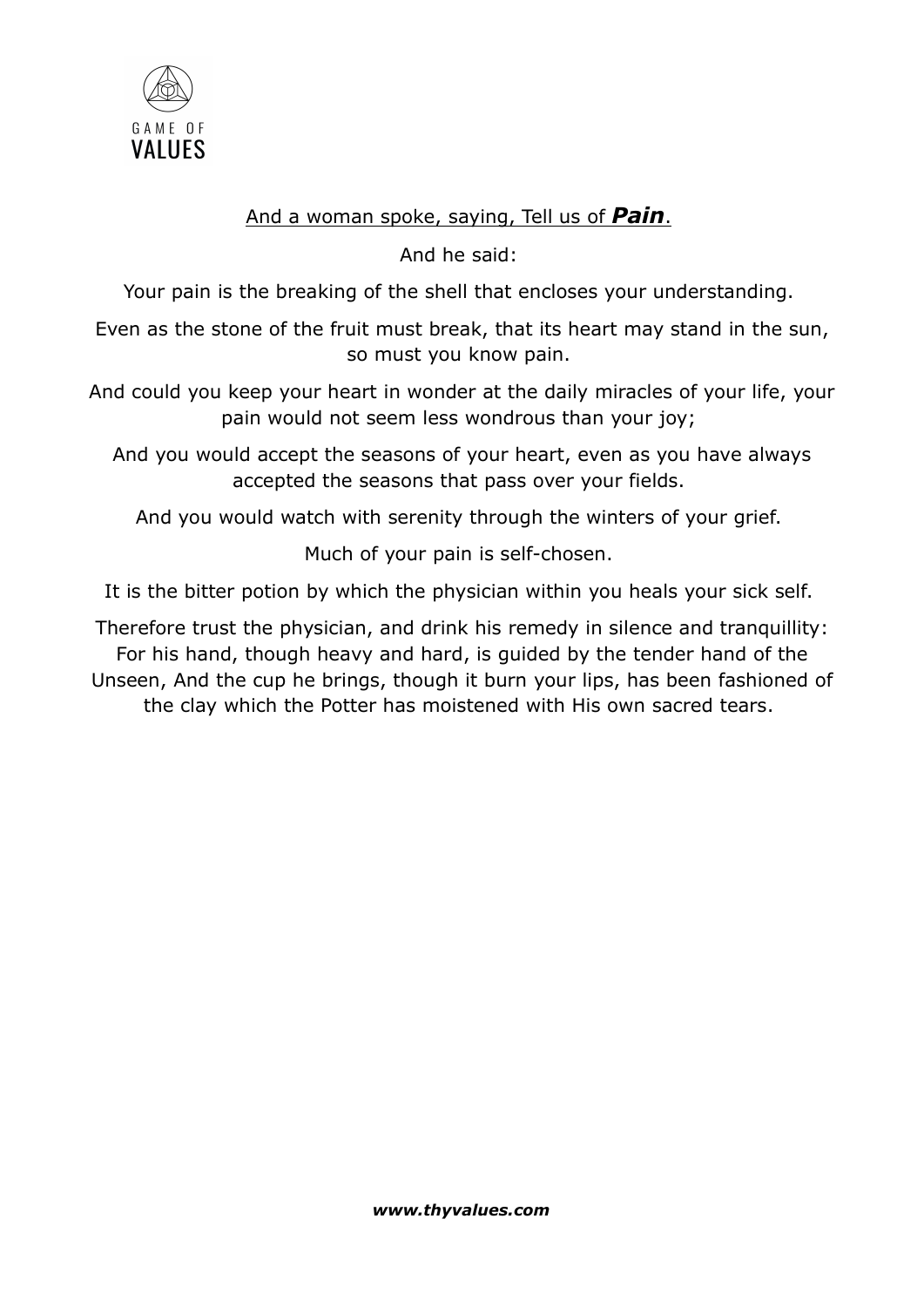And a woman spoke, saying, Tell us of ***Pain***.

And he said:

Your pain is the breaking of the shell that encloses your understanding.

Even as the stone of the fruit must break, that its heart may stand in the sun, so must you know pain.

And could you keep your heart in wonder at the daily miracles of your life, your pain would not seem less wondrous than your joy;

And you would accept the seasons of your heart, even as you have always accepted the seasons that pass over your fields.

And you would watch with serenity through the winters of your grief.

Much of your pain is self-chosen.

It is the bitter potion by which the physician within you heals your sick self.

Therefore trust the physician, and drink his remedy in silence and tranquillity: For his hand, though heavy and hard, is guided by the tender hand of the Unseen, And the cup he brings, though it burn your lips, has been fashioned of the clay which the Potter has moistened with His own sacred tears.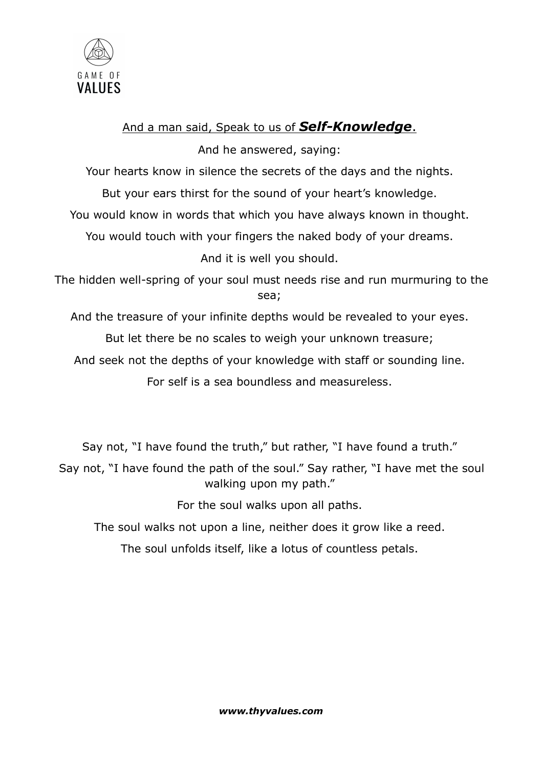And a man said, Speak to us of ***Self-Knowledge***.

And he answered, saying:

Your hearts know in silence the secrets of the days and the nights.

But your ears thirst for the sound of your heart's knowledge.

You would know in words that which you have always known in thought.

You would touch with your fingers the naked body of your dreams.

And it is well you should.

The hidden well-spring of your soul must needs rise and run murmuring to the sea;

And the treasure of your infinite depths would be revealed to your eyes.

But let there be no scales to weigh your unknown treasure;

And seek not the depths of your knowledge with staff or sounding line.

For self is a sea boundless and measureless.

Say not, "I have found the truth," but rather, "I have found a truth."

Say not, "I have found the path of the soul." Say rather, "I have met the soul walking upon my path."

For the soul walks upon all paths.

The soul walks not upon a line, neither does it grow like a reed.

The soul unfolds itself, like a lotus of countless petals.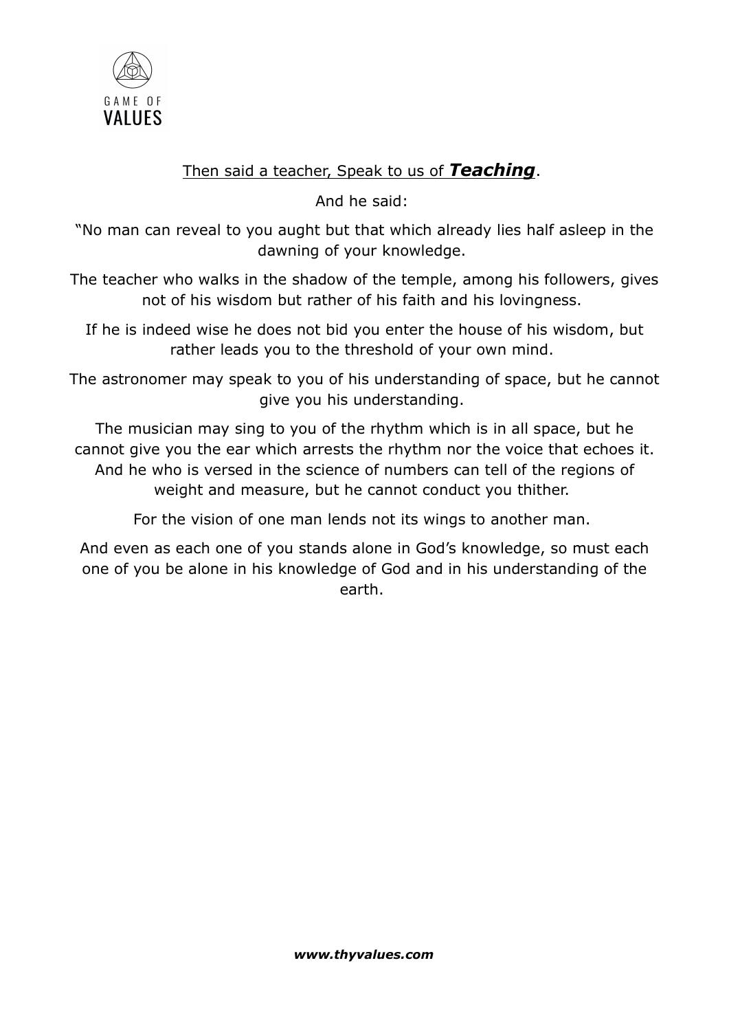Then said a teacher, Speak to us of ***Teaching***.

And he said:

"No man can reveal to you aught but that which already lies half asleep in the dawning of your knowledge.

The teacher who walks in the shadow of the temple, among his followers, gives not of his wisdom but rather of his faith and his lovingness.

If he is indeed wise he does not bid you enter the house of his wisdom, but rather leads you to the threshold of your own mind.

The astronomer may speak to you of his understanding of space, but he cannot give you his understanding.

The musician may sing to you of the rhythm which is in all space, but he cannot give you the ear which arrests the rhythm nor the voice that echoes it. And he who is versed in the science of numbers can tell of the regions of weight and measure, but he cannot conduct you thither.

For the vision of one man lends not its wings to another man.

And even as each one of you stands alone in God's knowledge, so must each one of you be alone in his knowledge of God and in his understanding of the earth.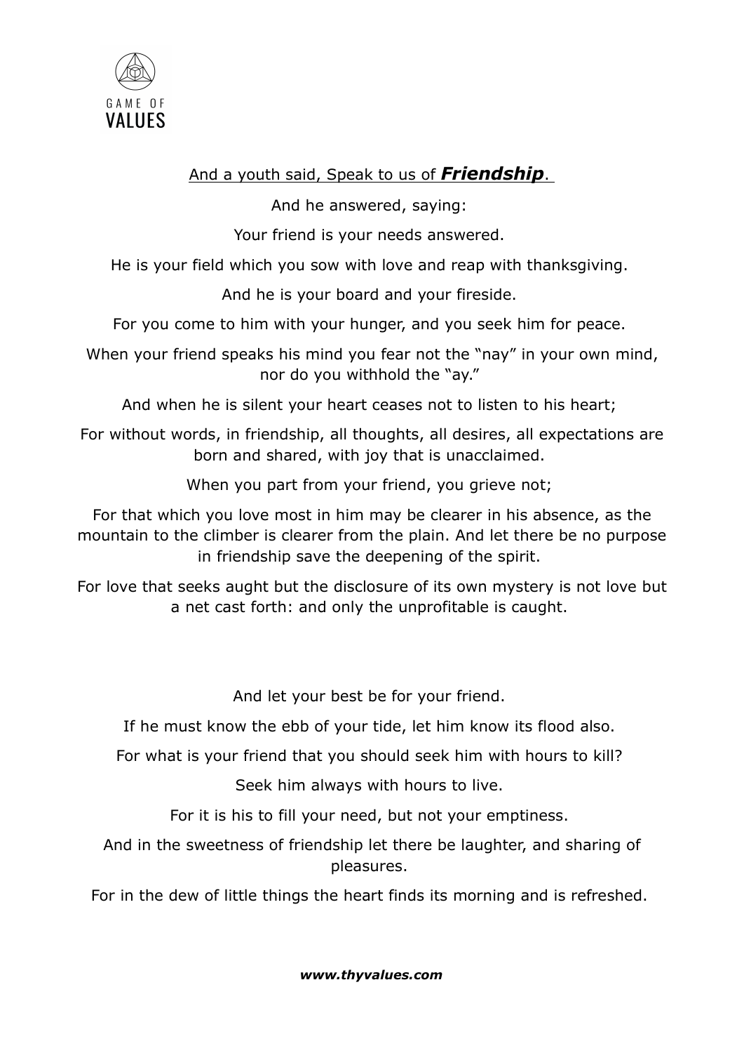And a youth said, Speak to us of ***Friendship***.

And he answered, saying:

Your friend is your needs answered.

He is your field which you sow with love and reap with thanksgiving.

And he is your board and your fireside.

For you come to him with your hunger, and you seek him for peace.

When your friend speaks his mind you fear not the “nay” in your own mind, nor do you withhold the “ay.”

And when he is silent your heart ceases not to listen to his heart;

For without words, in friendship, all thoughts, all desires, all expectations are born and shared, with joy that is unacclaimed.

When you part from your friend, you grieve not;

For that which you love most in him may be clearer in his absence, as the mountain to the climber is clearer from the plain. And let there be no purpose in friendship save the deepening of the spirit.

For love that seeks aught but the disclosure of its own mystery is not love but a net cast forth: and only the unprofitable is caught.

And let your best be for your friend.

If he must know the ebb of your tide, let him know its flood also.

For what is your friend that you should seek him with hours to kill?

Seek him always with hours to live.

For it is his to fill your need, but not your emptiness.

And in the sweetness of friendship let there be laughter, and sharing of pleasures.

For in the dew of little things the heart finds its morning and is refreshed.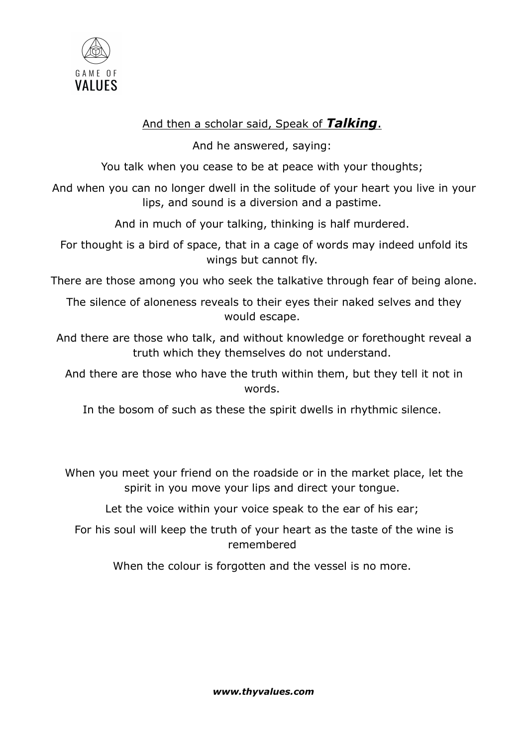And then a scholar said, Speak of ***Talking***.

And he answered, saying:

You talk when you cease to be at peace with your thoughts;

And when you can no longer dwell in the solitude of your heart you live in your lips, and sound is a diversion and a pastime.

And in much of your talking, thinking is half murdered.

For thought is a bird of space, that in a cage of words may indeed unfold its wings but cannot fly.

There are those among you who seek the talkative through fear of being alone.

The silence of aloneness reveals to their eyes their naked selves and they would escape.

And there are those who talk, and without knowledge or forethought reveal a truth which they themselves do not understand.

And there are those who have the truth within them, but they tell it not in words.

In the bosom of such as these the spirit dwells in rhythmic silence.

When you meet your friend on the roadside or in the market place, let the spirit in you move your lips and direct your tongue.

Let the voice within your voice speak to the ear of his ear;

For his soul will keep the truth of your heart as the taste of the wine is remembered

When the colour is forgotten and the vessel is no more.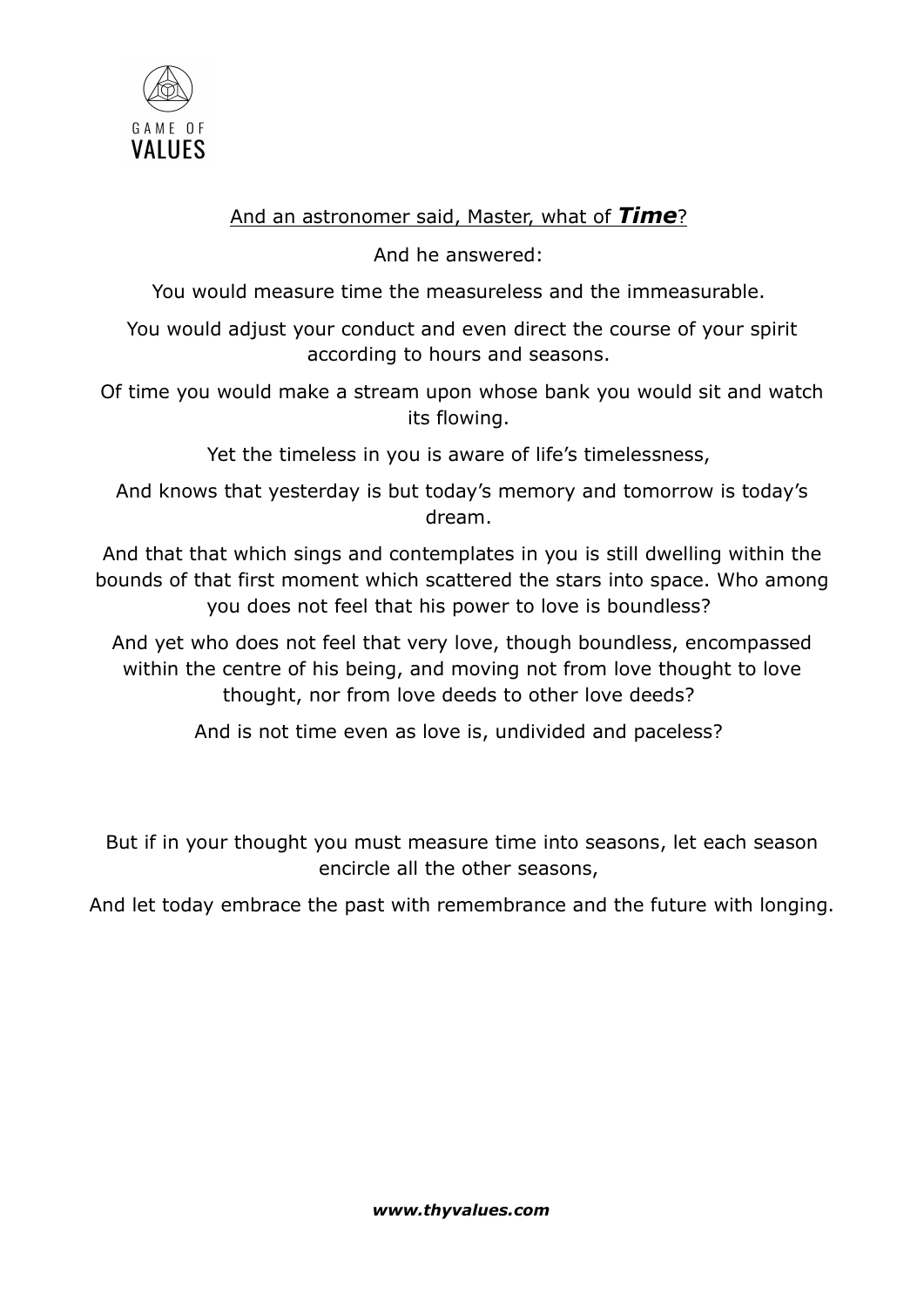<u>And an astronomer said, Master, what of ***Time***?</u>

And he answered:

You would measure time the measureless and the immeasurable.

You would adjust your conduct and even direct the course of your spirit according to hours and seasons.

Of time you would make a stream upon whose bank you would sit and watch its flowing.

Yet the timeless in you is aware of life's timelessness,

And knows that yesterday is but today's memory and tomorrow is today's dream.

And that that which sings and contemplates in you is still dwelling within the bounds of that first moment which scattered the stars into space. Who among you does not feel that his power to love is boundless?

And yet who does not feel that very love, though boundless, encompassed within the centre of his being, and moving not from love thought to love thought, nor from love deeds to other love deeds?

And is not time even as love is, undivided and paceless?

But if in your thought you must measure time into seasons, let each season encircle all the other seasons,

And let today embrace the past with remembrance and the future with longing.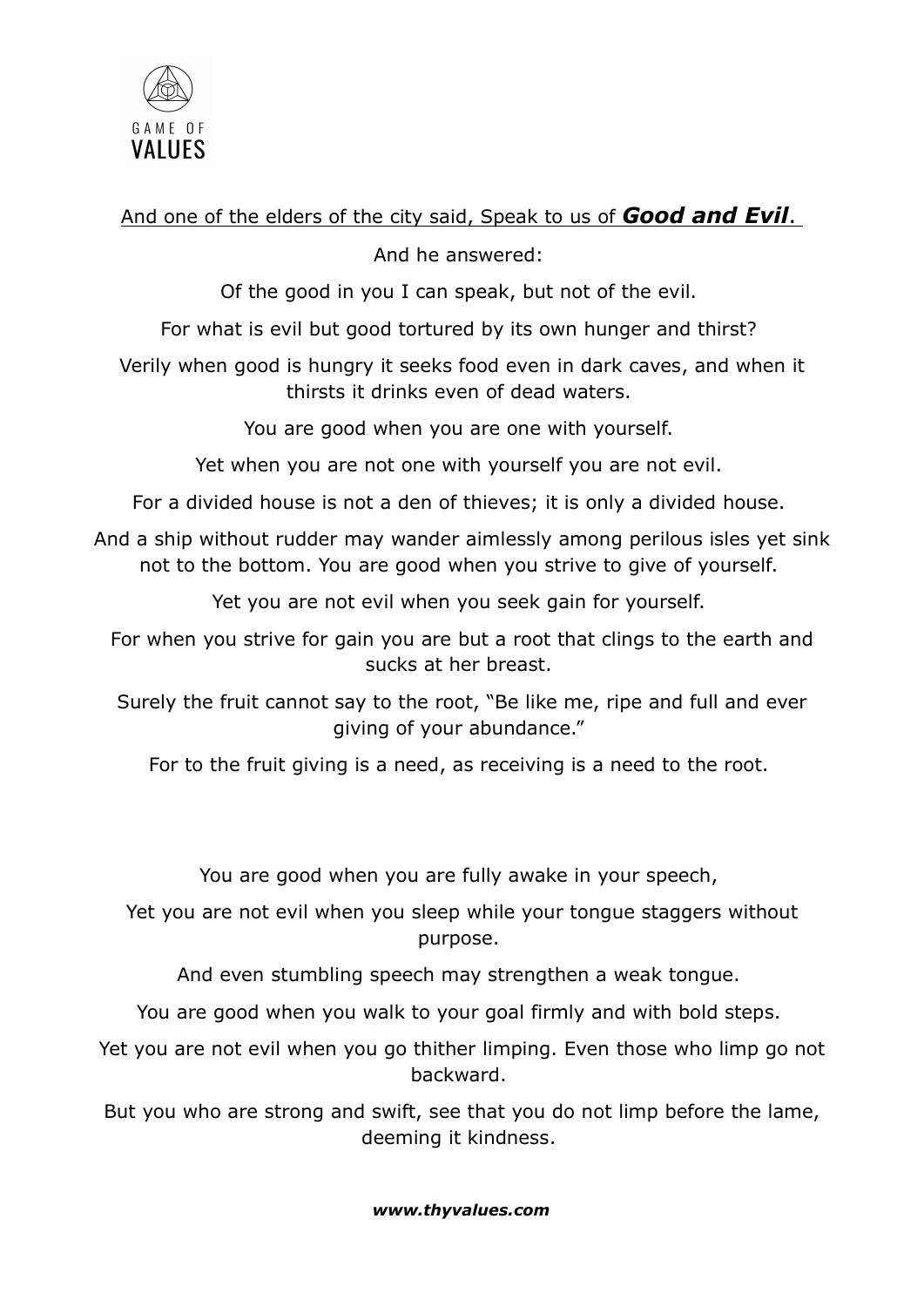And one of the elders of the city said, Speak to us of ***Good and Evil***.

And he answered:

Of the good in you I can speak, but not of the evil.

For what is evil but good tortured by its own hunger and thirst?

Verily when good is hungry it seeks food even in dark caves, and when it thirsts it drinks even of dead waters.

You are good when you are one with yourself.

Yet when you are not one with yourself you are not evil.

For a divided house is not a den of thieves; it is only a divided house.

And a ship without rudder may wander aimlessly among perilous isles yet sink not to the bottom. You are good when you strive to give of yourself.

Yet you are not evil when you seek gain for yourself.

For when you strive for gain you are but a root that clings to the earth and sucks at her breast.

Surely the fruit cannot say to the root, "Be like me, ripe and full and ever giving of your abundance."

For to the fruit giving is a need, as receiving is a need to the root.

You are good when you are fully awake in your speech,

Yet you are not evil when you sleep while your tongue staggers without purpose.

And even stumbling speech may strengthen a weak tongue.

You are good when you walk to your goal firmly and with bold steps.

Yet you are not evil when you go thither limping. Even those who limp go not backward.

But you who are strong and swift, see that you do not limp before the lame, deeming it kindness.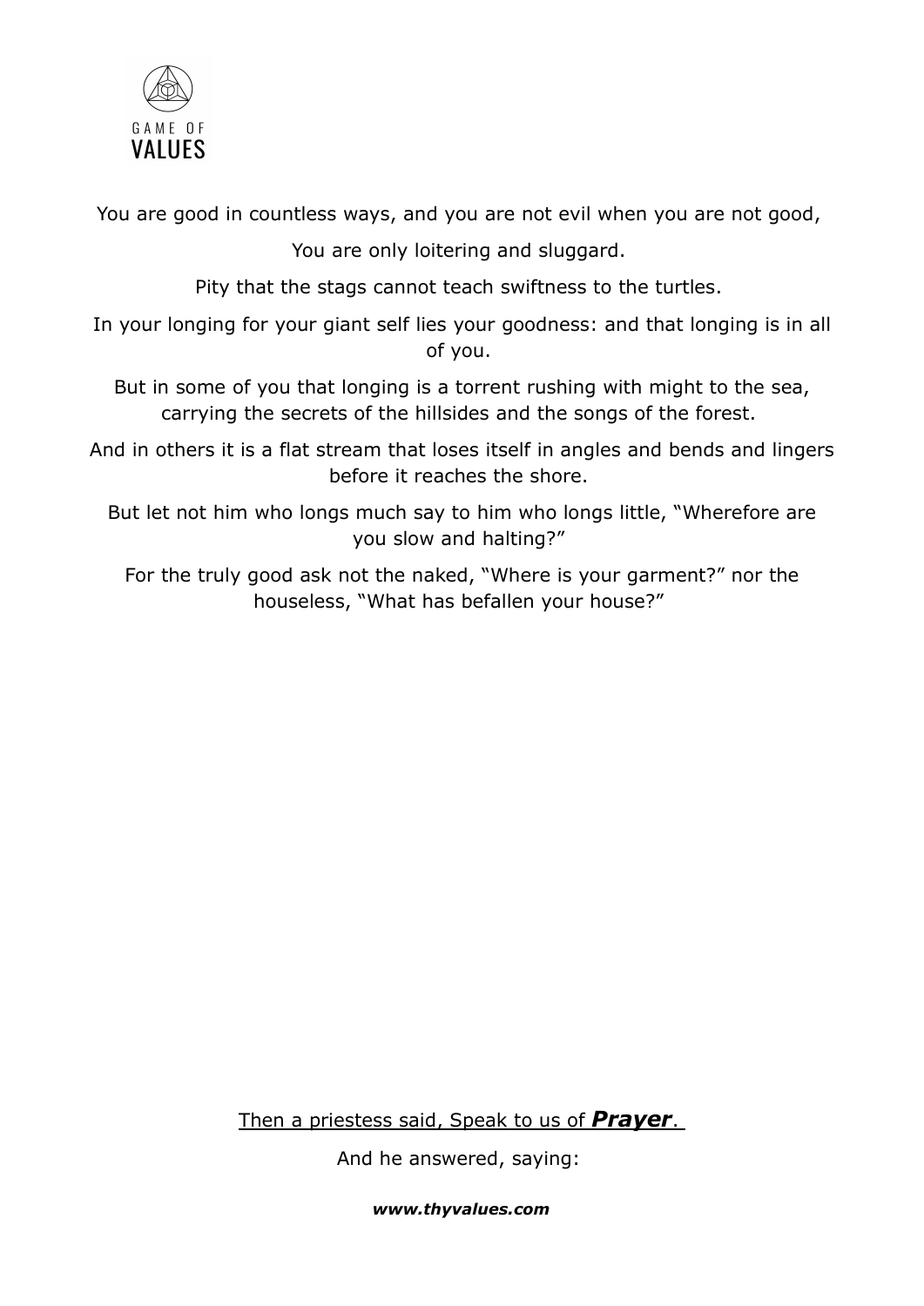You are good in countless ways, and you are not evil when you are not good,

You are only loitering and sluggard.

Pity that the stags cannot teach swiftness to the turtles.

In your longing for your giant self lies your goodness: and that longing is in all of you.

But in some of you that longing is a torrent rushing with might to the sea, carrying the secrets of the hillsides and the songs of the forest.

And in others it is a flat stream that loses itself in angles and bends and lingers before it reaches the shore.

But let not him who longs much say to him who longs little, “Wherefore are you slow and halting?”

For the truly good ask not the naked, “Where is your garment?” nor the houseless, “What has befallen your house?”

Then a priestess said, Speak to us of ***Prayer***.

And he answered, saying: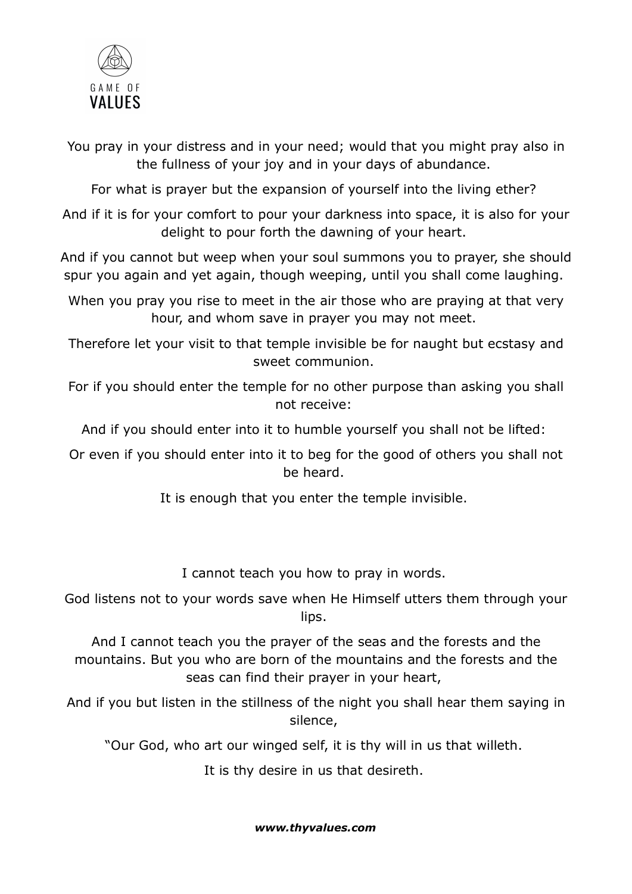You pray in your distress and in your need; would that you might pray also in the fullness of your joy and in your days of abundance.

For what is prayer but the expansion of yourself into the living ether?

And if it is for your comfort to pour your darkness into space, it is also for your delight to pour forth the dawning of your heart.

And if you cannot but weep when your soul summons you to prayer, she should spur you again and yet again, though weeping, until you shall come laughing.

When you pray you rise to meet in the air those who are praying at that very hour, and whom save in prayer you may not meet.

Therefore let your visit to that temple invisible be for naught but ecstasy and sweet communion.

For if you should enter the temple for no other purpose than asking you shall not receive:

And if you should enter into it to humble yourself you shall not be lifted:

Or even if you should enter into it to beg for the good of others you shall not be heard.

It is enough that you enter the temple invisible.

I cannot teach you how to pray in words.

God listens not to your words save when He Himself utters them through your lips.

And I cannot teach you the prayer of the seas and the forests and the mountains. But you who are born of the mountains and the forests and the seas can find their prayer in your heart,

And if you but listen in the stillness of the night you shall hear them saying in silence,

"Our God, who art our winged self, it is thy will in us that willeth.

It is thy desire in us that desireth.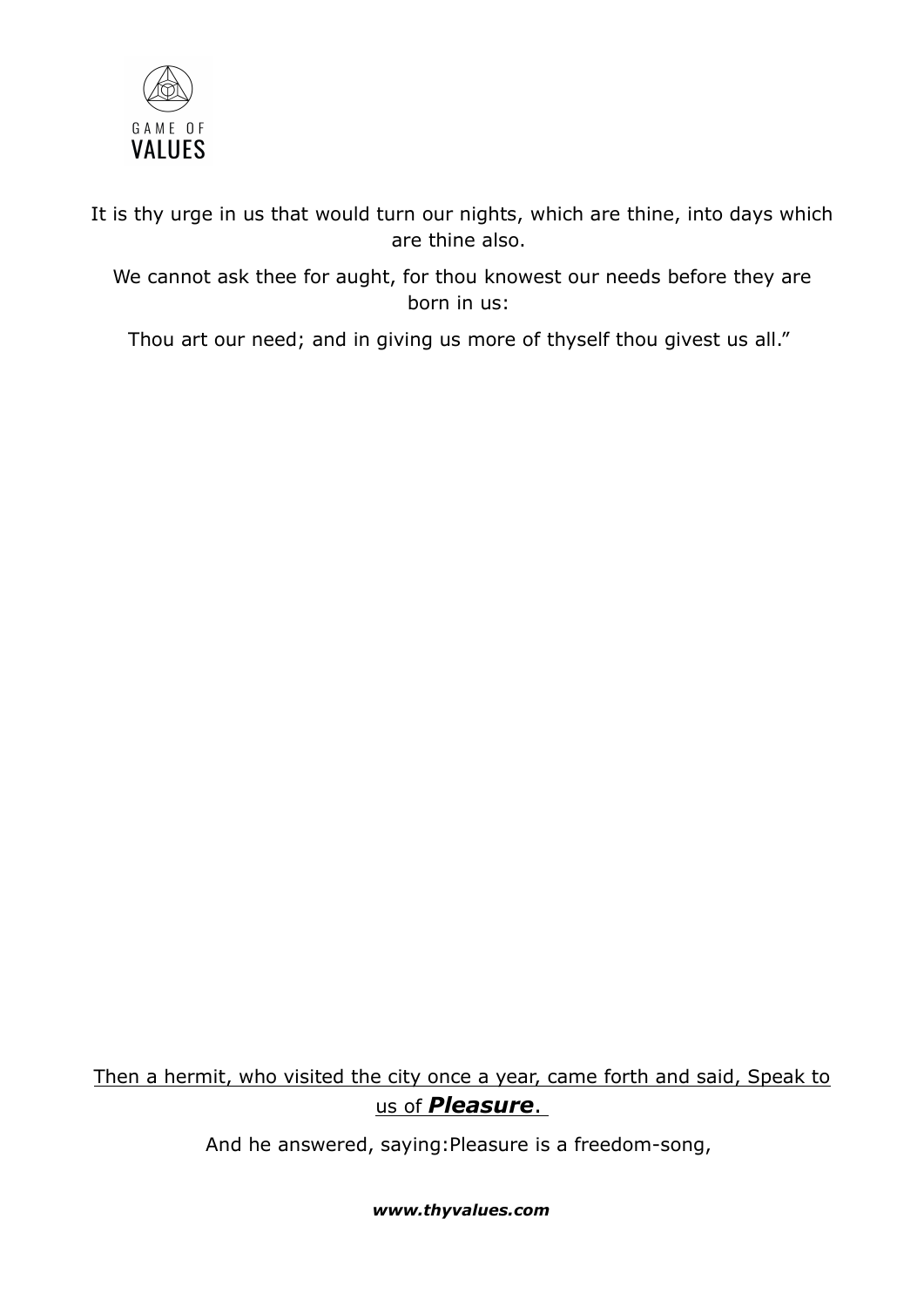It is thy urge in us that would turn our nights, which are thine, into days which are thine also.

We cannot ask thee for aught, for thou knowest our needs before they are born in us:

Thou art our need; and in giving us more of thyself thou givest us all."

<u>Then a hermit, who visited the city once a year, came forth and said, Speak to us of ***Pleasure***.</u>

And he answered, saying:Pleasure is a freedom-song,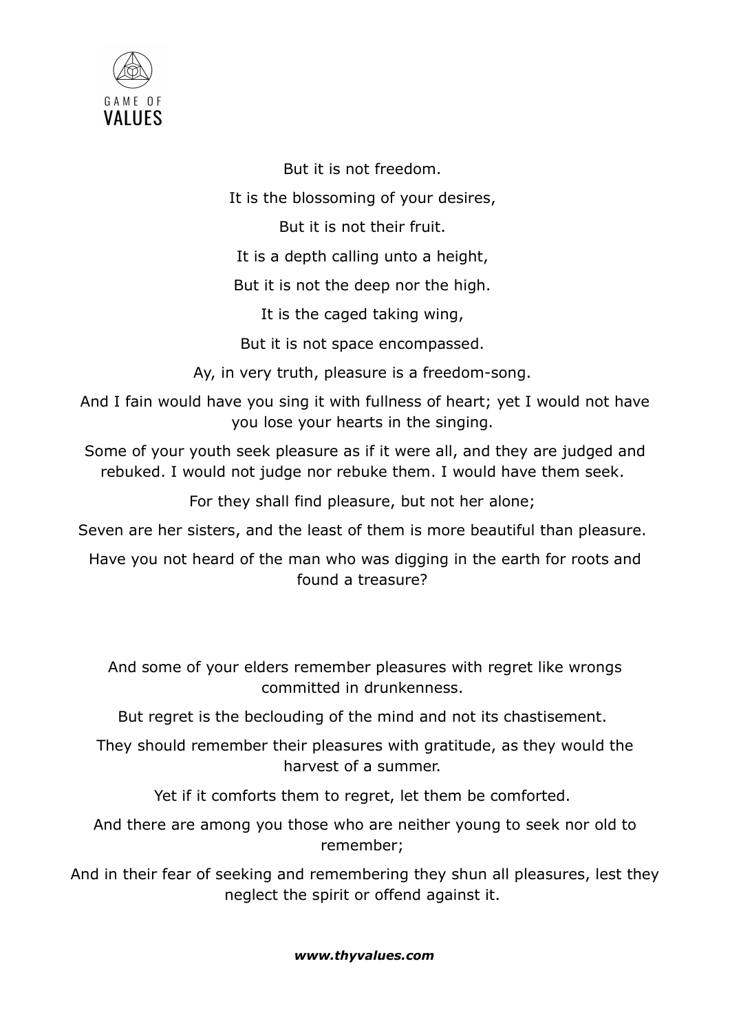But it is not freedom.

It is the blossoming of your desires,

But it is not their fruit.

It is a depth calling unto a height,

But it is not the deep nor the high.

It is the caged taking wing,

But it is not space encompassed.

Ay, in very truth, pleasure is a freedom-song.

And I fain would have you sing it with fullness of heart; yet I would not have you lose your hearts in the singing.

Some of your youth seek pleasure as if it were all, and they are judged and rebuked. I would not judge nor rebuke them. I would have them seek.

For they shall find pleasure, but not her alone;

Seven are her sisters, and the least of them is more beautiful than pleasure.

Have you not heard of the man who was digging in the earth for roots and found a treasure?

And some of your elders remember pleasures with regret like wrongs committed in drunkenness.

But regret is the beclouding of the mind and not its chastisement.

They should remember their pleasures with gratitude, as they would the harvest of a summer.

Yet if it comforts them to regret, let them be comforted.

And there are among you those who are neither young to seek nor old to remember;

And in their fear of seeking and remembering they shun all pleasures, lest they neglect the spirit or offend against it.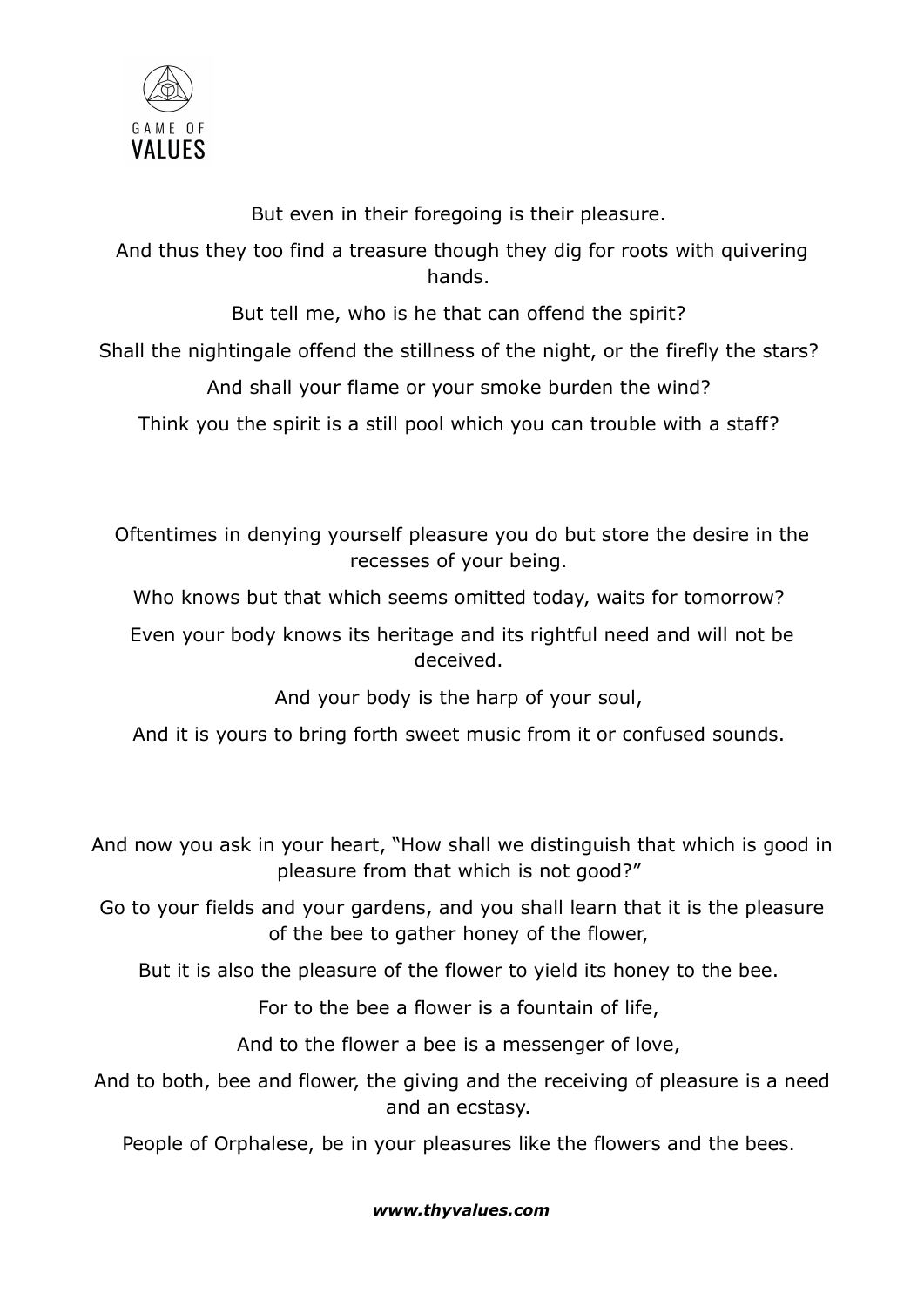But even in their foregoing is their pleasure.

And thus they too find a treasure though they dig for roots with quivering hands.

But tell me, who is he that can offend the spirit?

Shall the nightingale offend the stillness of the night, or the firefly the stars?

And shall your flame or your smoke burden the wind?

Think you the spirit is a still pool which you can trouble with a staff?

Oftentimes in denying yourself pleasure you do but store the desire in the recesses of your being.

Who knows but that which seems omitted today, waits for tomorrow?

Even your body knows its heritage and its rightful need and will not be deceived.

And your body is the harp of your soul,

And it is yours to bring forth sweet music from it or confused sounds.

And now you ask in your heart, “How shall we distinguish that which is good in pleasure from that which is not good?”

Go to your fields and your gardens, and you shall learn that it is the pleasure of the bee to gather honey of the flower,

But it is also the pleasure of the flower to yield its honey to the bee.

For to the bee a flower is a fountain of life,

And to the flower a bee is a messenger of love,

And to both, bee and flower, the giving and the receiving of pleasure is a need and an ecstasy.

People of Orphalese, be in your pleasures like the flowers and the bees.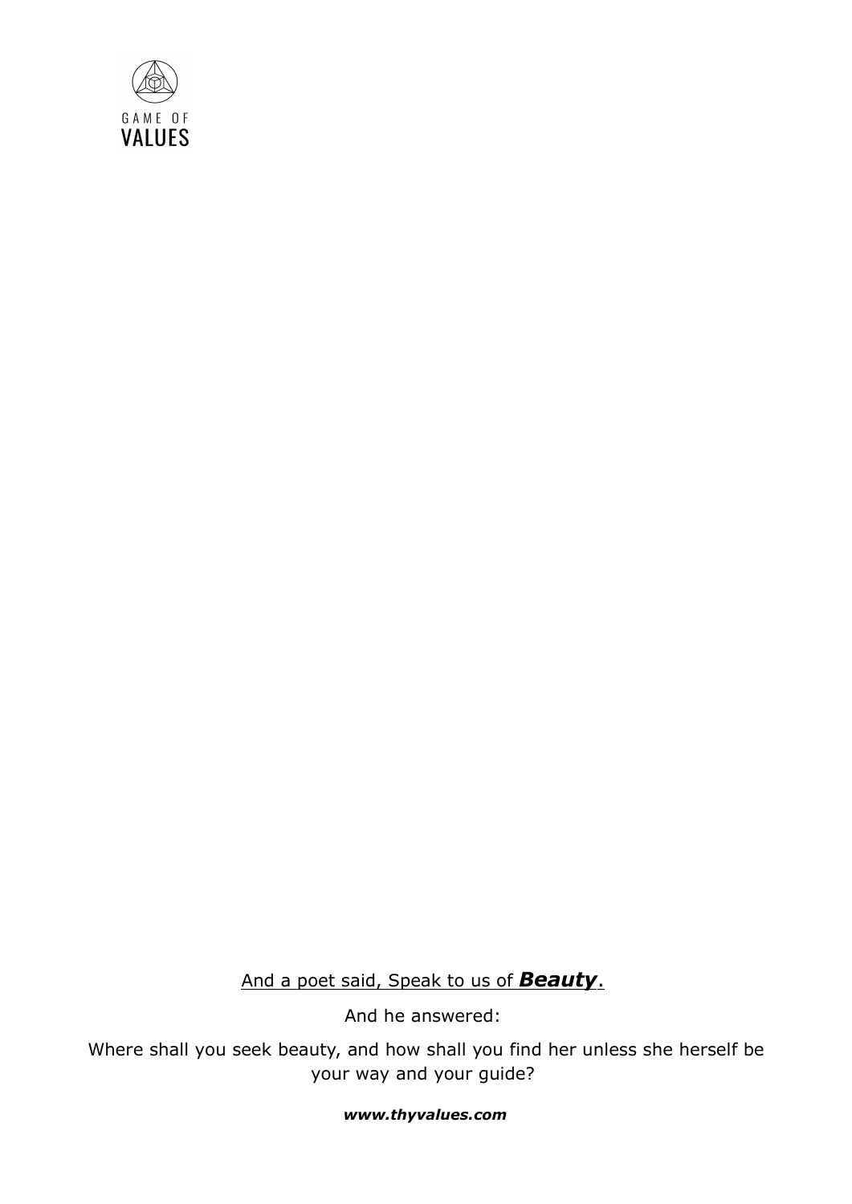And a poet said, Speak to us of ***Beauty***.

And he answered:

Where shall you seek beauty, and how shall you find her unless she herself be your way and your guide?

***www.thyvalues.com***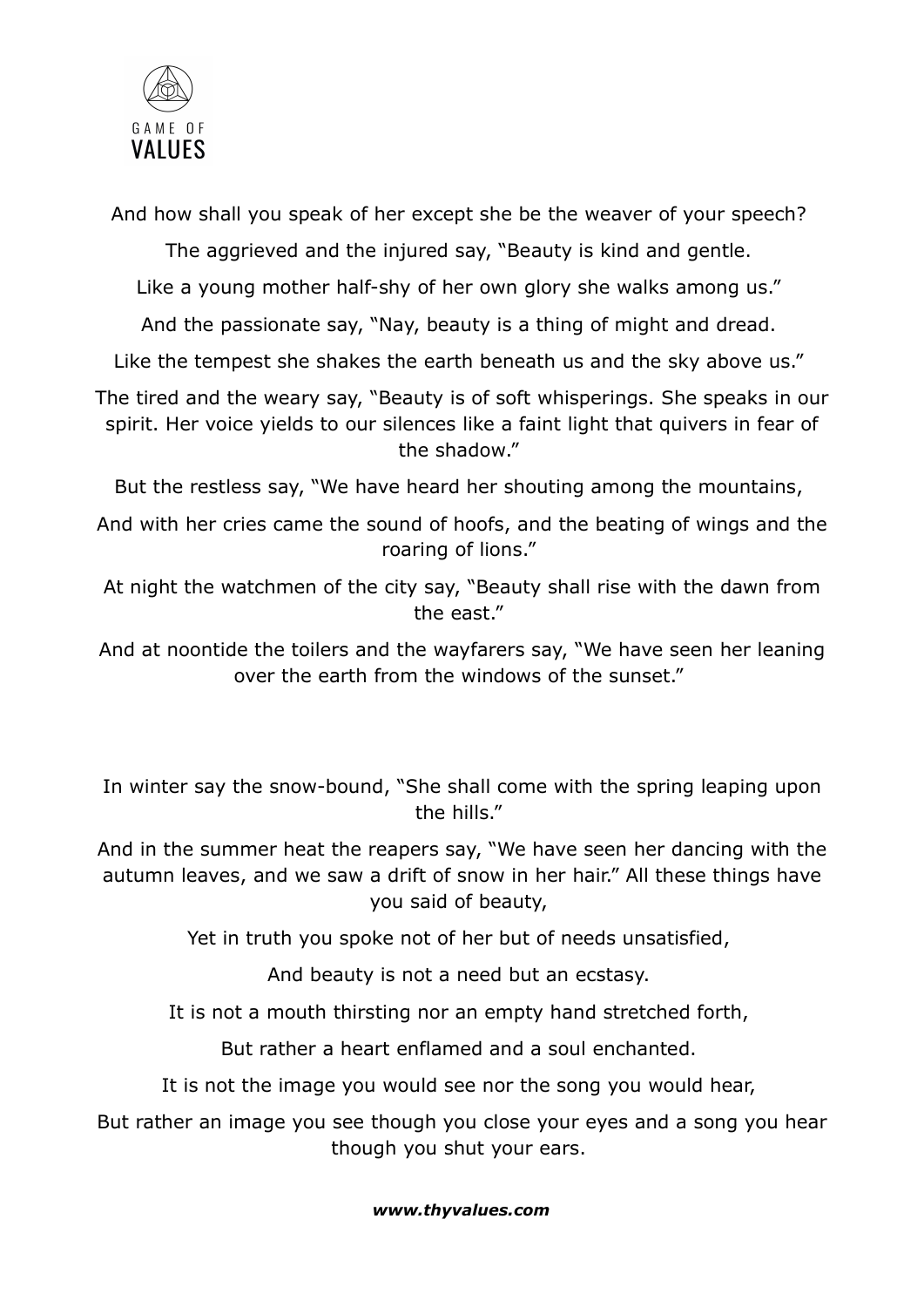And how shall you speak of her except she be the weaver of your speech?

The aggrieved and the injured say, "Beauty is kind and gentle.

Like a young mother half-shy of her own glory she walks among us."

And the passionate say, "Nay, beauty is a thing of might and dread.

Like the tempest she shakes the earth beneath us and the sky above us."

The tired and the weary say, "Beauty is of soft whisperings. She speaks in our spirit. Her voice yields to our silences like a faint light that quivers in fear of the shadow."

But the restless say, "We have heard her shouting among the mountains,

And with her cries came the sound of hoofs, and the beating of wings and the roaring of lions."

At night the watchmen of the city say, "Beauty shall rise with the dawn from the east."

And at noontide the toilers and the wayfarers say, "We have seen her leaning over the earth from the windows of the sunset."

In winter say the snow-bound, "She shall come with the spring leaping upon the hills."

And in the summer heat the reapers say, "We have seen her dancing with the autumn leaves, and we saw a drift of snow in her hair." All these things have you said of beauty,

Yet in truth you spoke not of her but of needs unsatisfied,

And beauty is not a need but an ecstasy.

It is not a mouth thirsting nor an empty hand stretched forth,

But rather a heart enflamed and a soul enchanted.

It is not the image you would see nor the song you would hear,

But rather an image you see though you close your eyes and a song you hear though you shut your ears.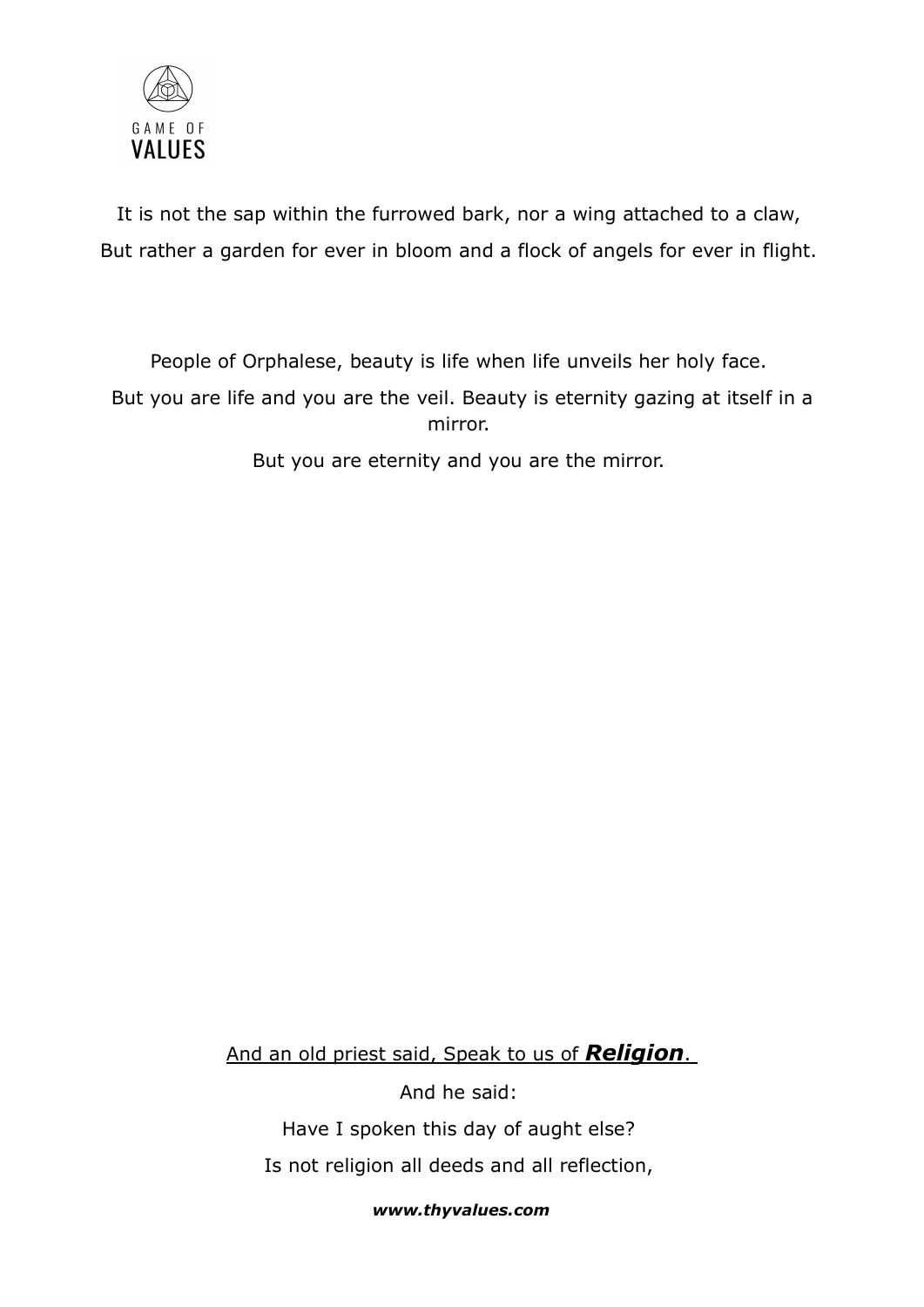It is not the sap within the furrowed bark, nor a wing attached to a claw,

But rather a garden for ever in bloom and a flock of angels for ever in flight.

People of Orphalese, beauty is life when life unveils her holy face.

But you are life and you are the veil. Beauty is eternity gazing at itself in a mirror.

But you are eternity and you are the mirror.

And an old priest said, Speak to us of ***Religion***.

And he said:

Have I spoken this day of aught else?

Is not religion all deeds and all reflection,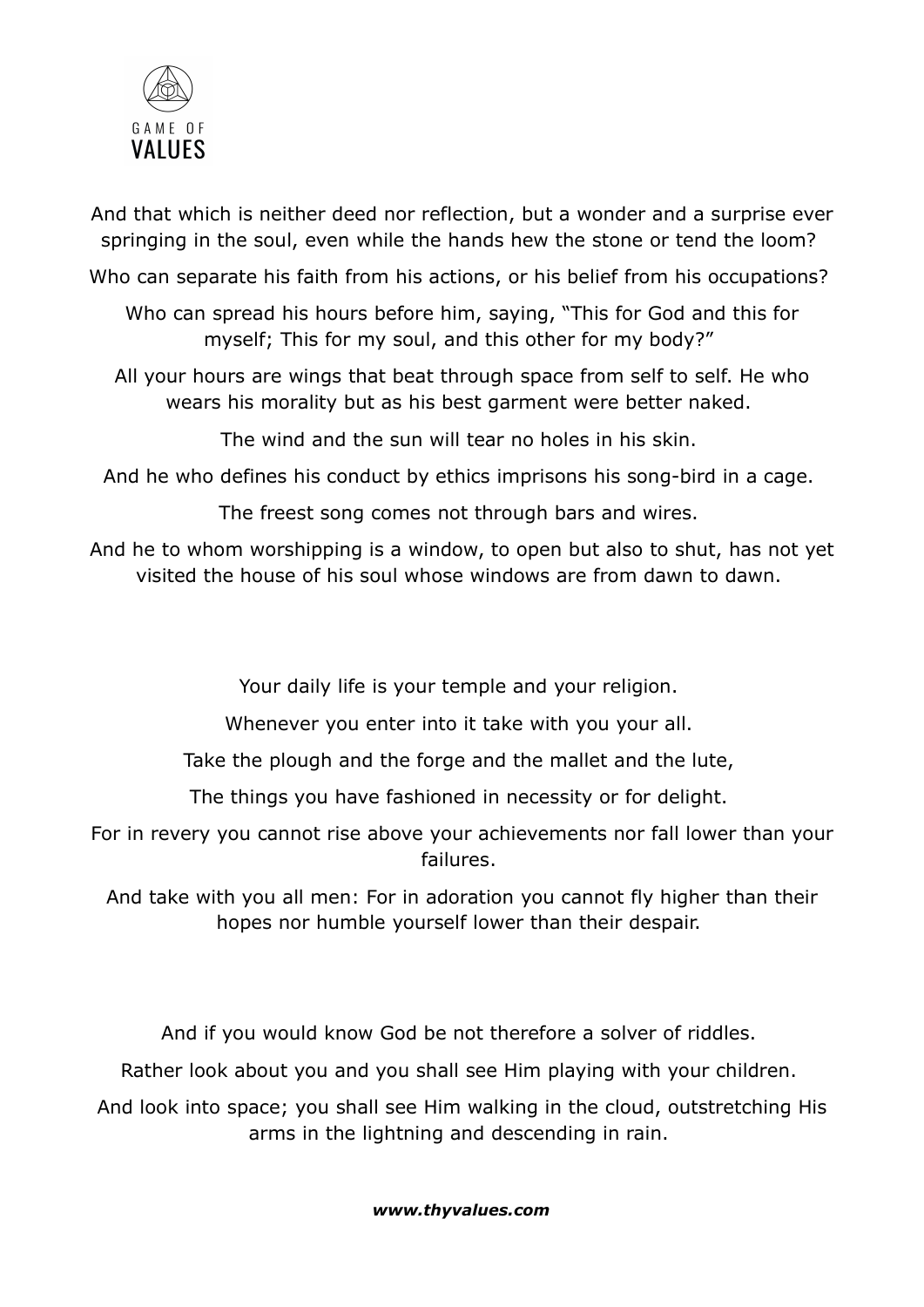And that which is neither deed nor reflection, but a wonder and a surprise ever springing in the soul, even while the hands hew the stone or tend the loom?

Who can separate his faith from his actions, or his belief from his occupations?

Who can spread his hours before him, saying, "This for God and this for myself; This for my soul, and this other for my body?"

All your hours are wings that beat through space from self to self. He who wears his morality but as his best garment were better naked.

The wind and the sun will tear no holes in his skin.

And he who defines his conduct by ethics imprisons his song-bird in a cage.

The freest song comes not through bars and wires.

And he to whom worshipping is a window, to open but also to shut, has not yet visited the house of his soul whose windows are from dawn to dawn.

Your daily life is your temple and your religion.

Whenever you enter into it take with you your all.

Take the plough and the forge and the mallet and the lute,

The things you have fashioned in necessity or for delight.

For in revery you cannot rise above your achievements nor fall lower than your failures.

And take with you all men: For in adoration you cannot fly higher than their hopes nor humble yourself lower than their despair.

And if you would know God be not therefore a solver of riddles.

Rather look about you and you shall see Him playing with your children.

And look into space; you shall see Him walking in the cloud, outstretching His arms in the lightning and descending in rain.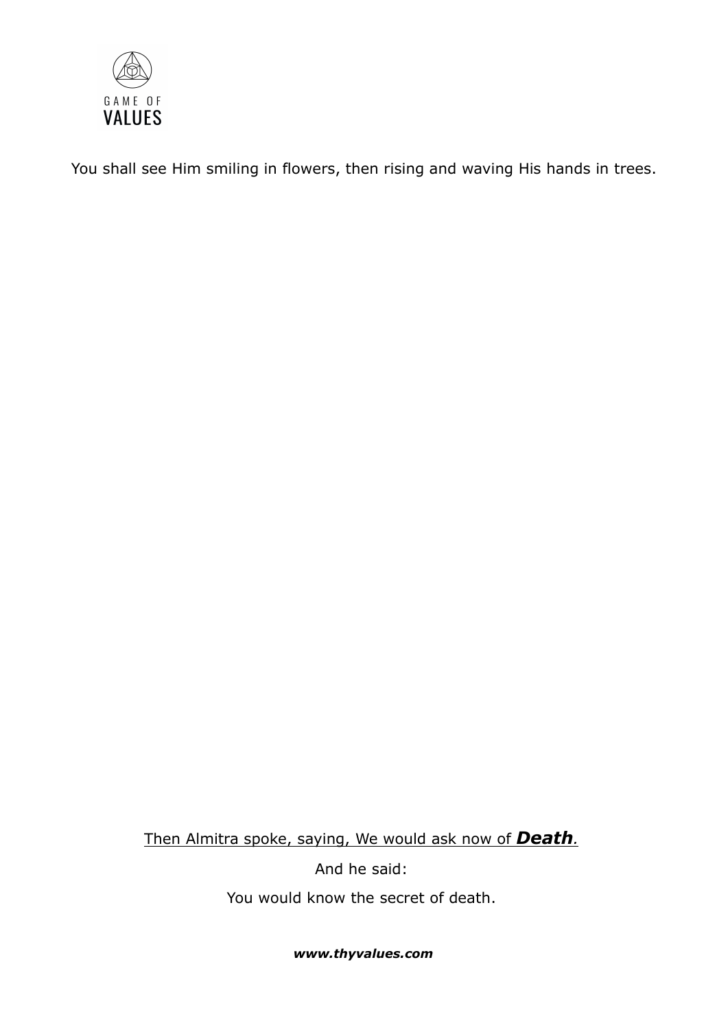You shall see Him smiling in flowers, then rising and waving His hands in trees.

Then Almitra spoke, saying, We would ask now of ***Death***.

And he said:

You would know the secret of death.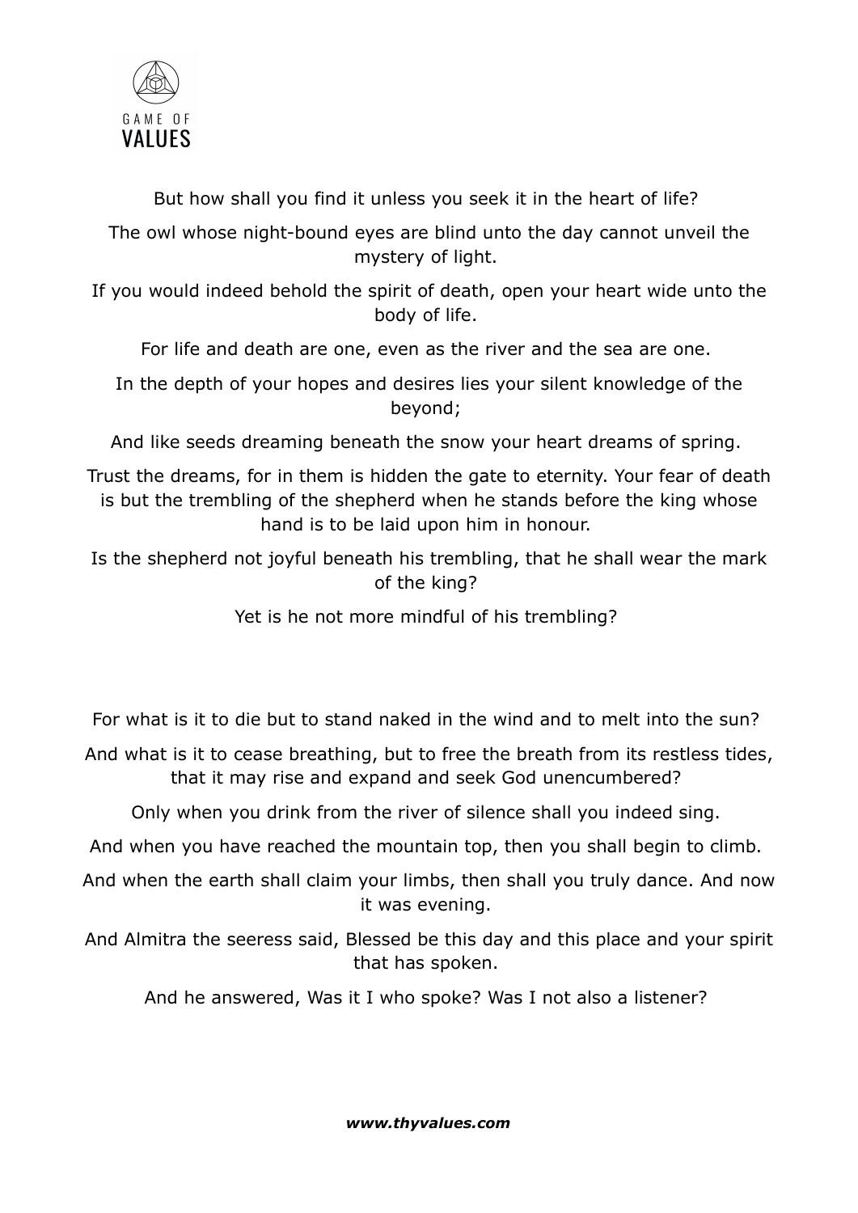But how shall you find it unless you seek it in the heart of life?

The owl whose night-bound eyes are blind unto the day cannot unveil the mystery of light.

If you would indeed behold the spirit of death, open your heart wide unto the body of life.

For life and death are one, even as the river and the sea are one.

In the depth of your hopes and desires lies your silent knowledge of the beyond;

And like seeds dreaming beneath the snow your heart dreams of spring.

Trust the dreams, for in them is hidden the gate to eternity. Your fear of death is but the trembling of the shepherd when he stands before the king whose hand is to be laid upon him in honour.

Is the shepherd not joyful beneath his trembling, that he shall wear the mark of the king?

Yet is he not more mindful of his trembling?

For what is it to die but to stand naked in the wind and to melt into the sun?

And what is it to cease breathing, but to free the breath from its restless tides, that it may rise and expand and seek God unencumbered?

Only when you drink from the river of silence shall you indeed sing.

And when you have reached the mountain top, then you shall begin to climb.

And when the earth shall claim your limbs, then shall you truly dance. And now it was evening.

And Almitra the seeress said, Blessed be this day and this place and your spirit that has spoken.

And he answered, Was it I who spoke? Was I not also a listener?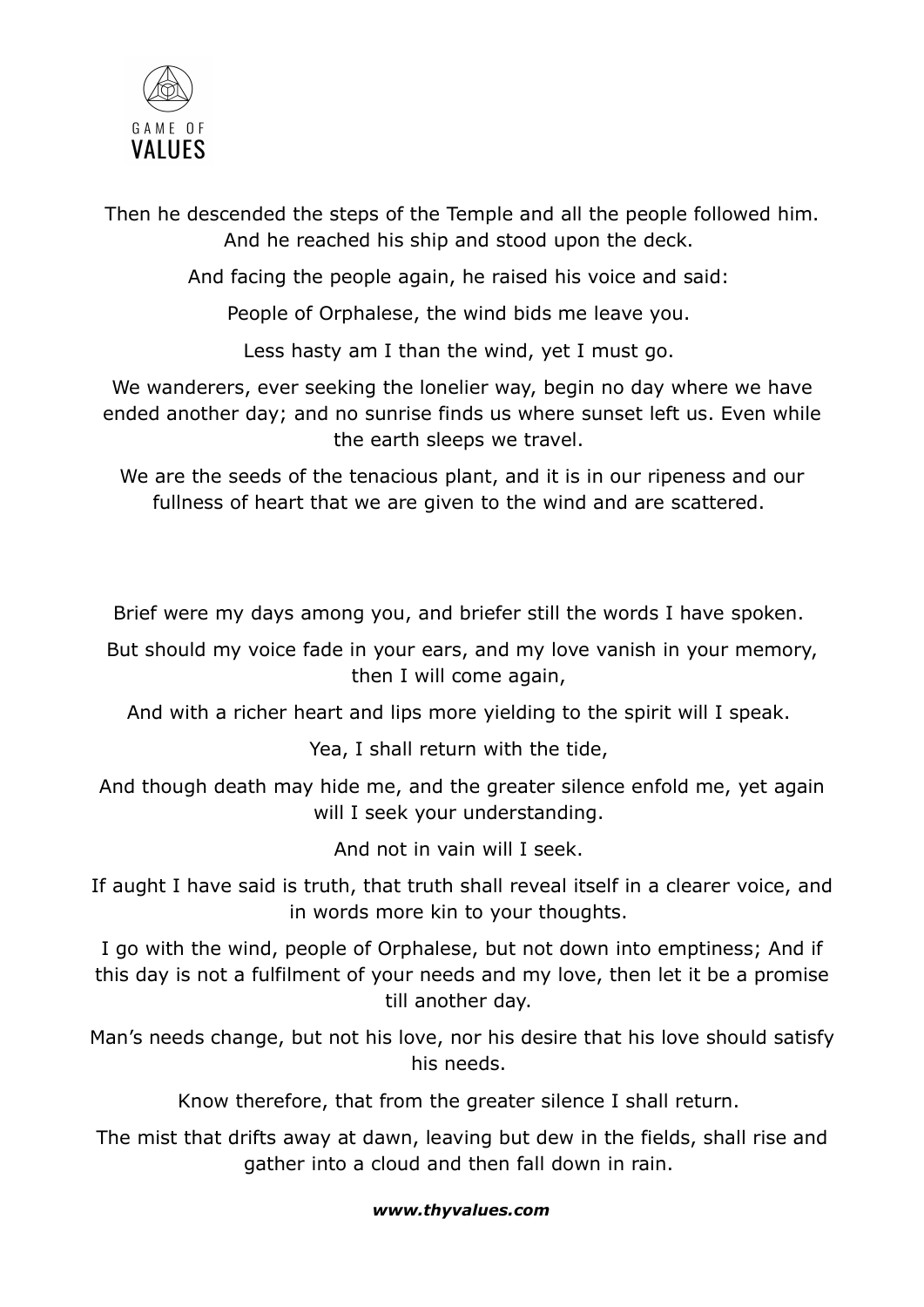Then he descended the steps of the Temple and all the people followed him. And he reached his ship and stood upon the deck.

And facing the people again, he raised his voice and said:

People of Orphalese, the wind bids me leave you.

Less hasty am I than the wind, yet I must go.

We wanderers, ever seeking the lonelier way, begin no day where we have ended another day; and no sunrise finds us where sunset left us. Even while the earth sleeps we travel.

We are the seeds of the tenacious plant, and it is in our ripeness and our fullness of heart that we are given to the wind and are scattered.

Brief were my days among you, and briefer still the words I have spoken.

But should my voice fade in your ears, and my love vanish in your memory, then I will come again,

And with a richer heart and lips more yielding to the spirit will I speak.

Yea, I shall return with the tide,

And though death may hide me, and the greater silence enfold me, yet again will I seek your understanding.

And not in vain will I seek.

If aught I have said is truth, that truth shall reveal itself in a clearer voice, and in words more kin to your thoughts.

I go with the wind, people of Orphalese, but not down into emptiness; And if this day is not a fulfilment of your needs and my love, then let it be a promise till another day.

Man’s needs change, but not his love, nor his desire that his love should satisfy his needs.

Know therefore, that from the greater silence I shall return.

The mist that drifts away at dawn, leaving but dew in the fields, shall rise and gather into a cloud and then fall down in rain.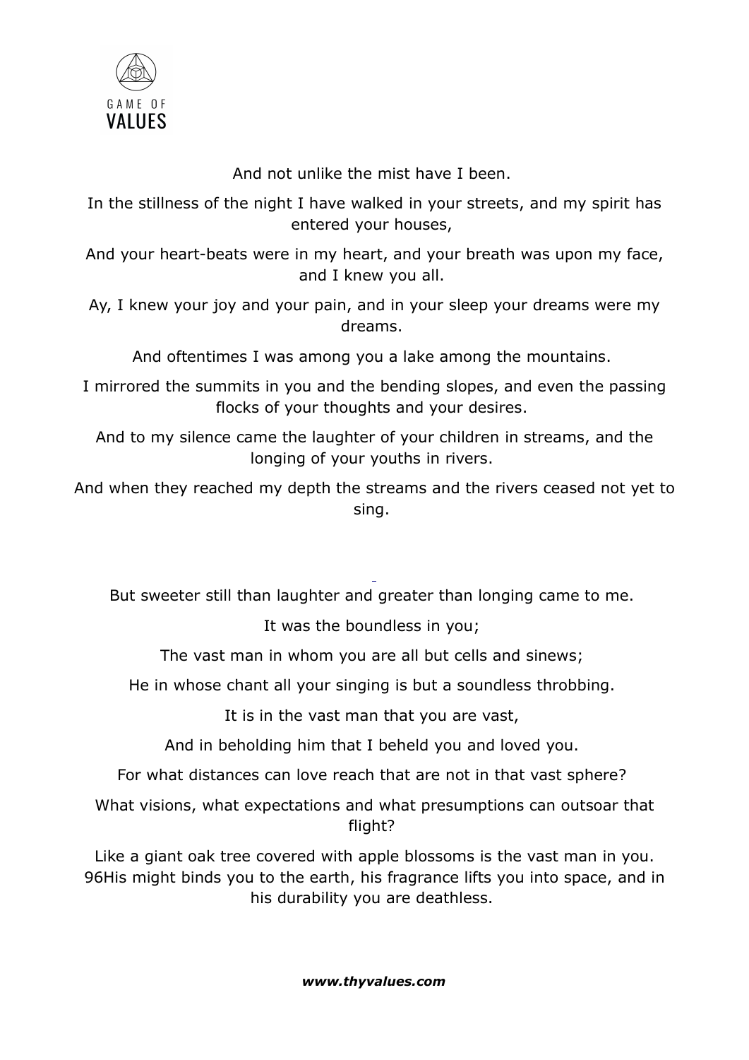And not unlike the mist have I been.

In the stillness of the night I have walked in your streets, and my spirit has entered your houses,

And your heart-beats were in my heart, and your breath was upon my face, and I knew you all.

Ay, I knew your joy and your pain, and in your sleep your dreams were my dreams.

And oftentimes I was among you a lake among the mountains.

I mirrored the summits in you and the bending slopes, and even the passing flocks of your thoughts and your desires.

And to my silence came the laughter of your children in streams, and the longing of your youths in rivers.

And when they reached my depth the streams and the rivers ceased not yet to sing.

But sweeter still than laughter and greater than longing came to me.

It was the boundless in you;

The vast man in whom you are all but cells and sinews;

He in whose chant all your singing is but a soundless throbbing.

It is in the vast man that you are vast,

And in beholding him that I beheld you and loved you.

For what distances can love reach that are not in that vast sphere?

What visions, what expectations and what presumptions can outsoar that flight?

Like a giant oak tree covered with apple blossoms is the vast man in you. 96His might binds you to the earth, his fragrance lifts you into space, and in his durability you are deathless.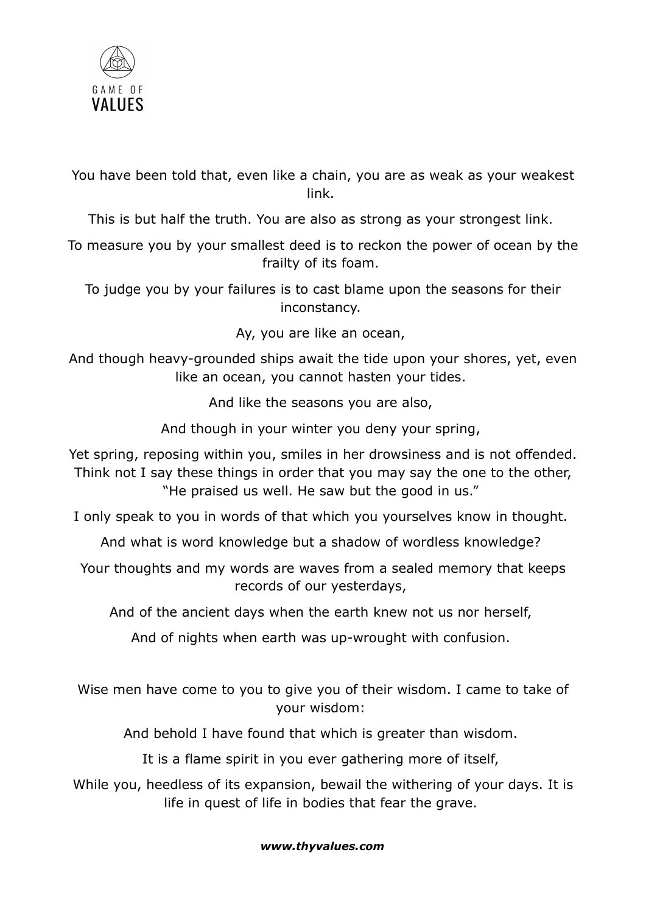You have been told that, even like a chain, you are as weak as your weakest link.

This is but half the truth. You are also as strong as your strongest link.

To measure you by your smallest deed is to reckon the power of ocean by the frailty of its foam.

To judge you by your failures is to cast blame upon the seasons for their inconstancy.

Ay, you are like an ocean,

And though heavy-grounded ships await the tide upon your shores, yet, even like an ocean, you cannot hasten your tides.

And like the seasons you are also,

And though in your winter you deny your spring,

Yet spring, reposing within you, smiles in her drowsiness and is not offended. Think not I say these things in order that you may say the one to the other, "He praised us well. He saw but the good in us."

I only speak to you in words of that which you yourselves know in thought.

And what is word knowledge but a shadow of wordless knowledge?

Your thoughts and my words are waves from a sealed memory that keeps records of our yesterdays,

And of the ancient days when the earth knew not us nor herself,

And of nights when earth was up-wrought with confusion.

Wise men have come to you to give you of their wisdom. I came to take of your wisdom:

And behold I have found that which is greater than wisdom.

It is a flame spirit in you ever gathering more of itself,

While you, heedless of its expansion, bewail the withering of your days. It is life in quest of life in bodies that fear the grave.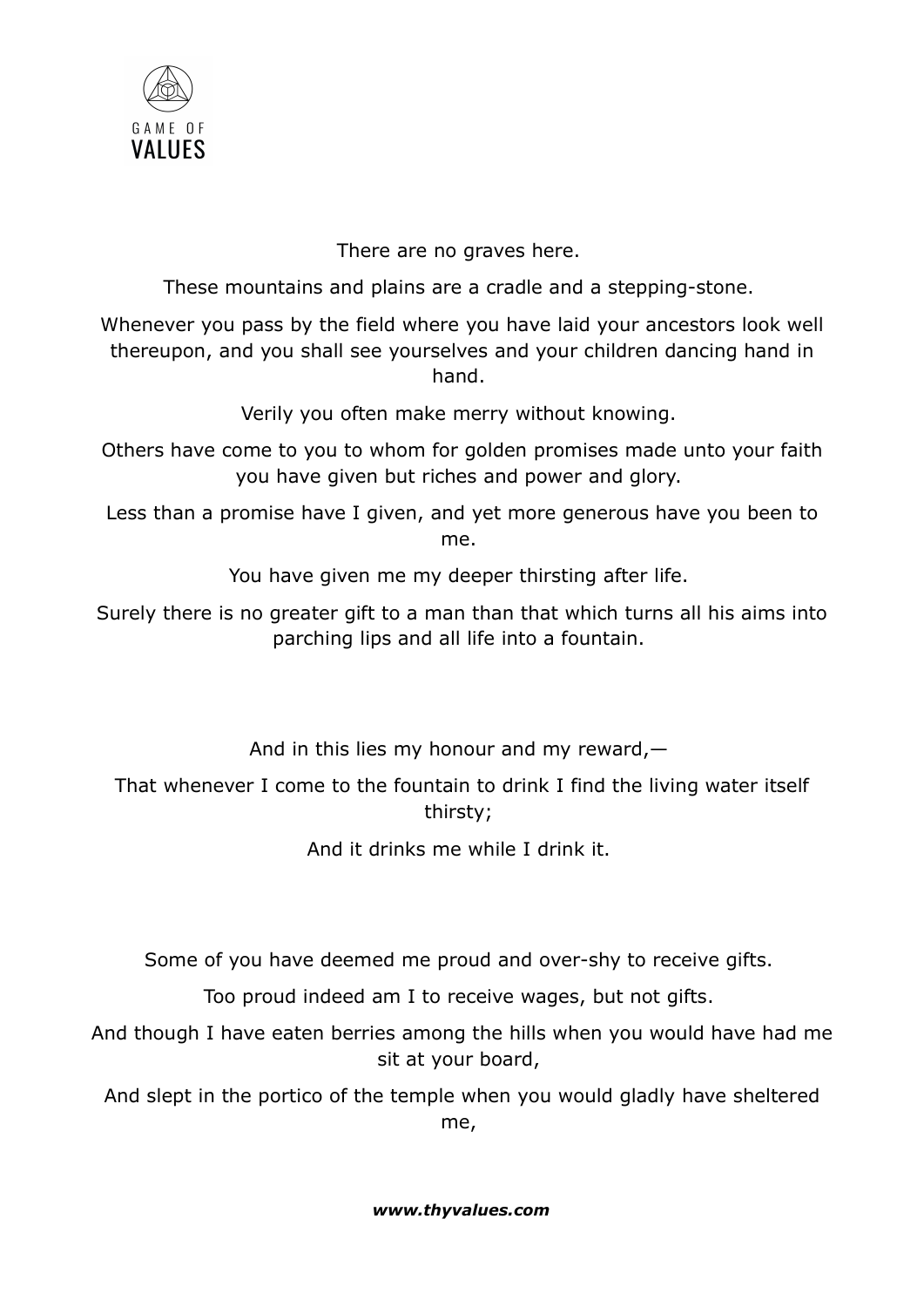There are no graves here.

These mountains and plains are a cradle and a stepping-stone.

Whenever you pass by the field where you have laid your ancestors look well thereupon, and you shall see yourselves and your children dancing hand in hand.

Verily you often make merry without knowing.

Others have come to you to whom for golden promises made unto your faith you have given but riches and power and glory.

Less than a promise have I given, and yet more generous have you been to me.

You have given me my deeper thirsting after life.

Surely there is no greater gift to a man than that which turns all his aims into parching lips and all life into a fountain.

And in this lies my honour and my reward,—

That whenever I come to the fountain to drink I find the living water itself thirsty;

And it drinks me while I drink it.

Some of you have deemed me proud and over-shy to receive gifts.

Too proud indeed am I to receive wages, but not gifts.

And though I have eaten berries among the hills when you would have had me sit at your board,

And slept in the portico of the temple when you would gladly have sheltered me,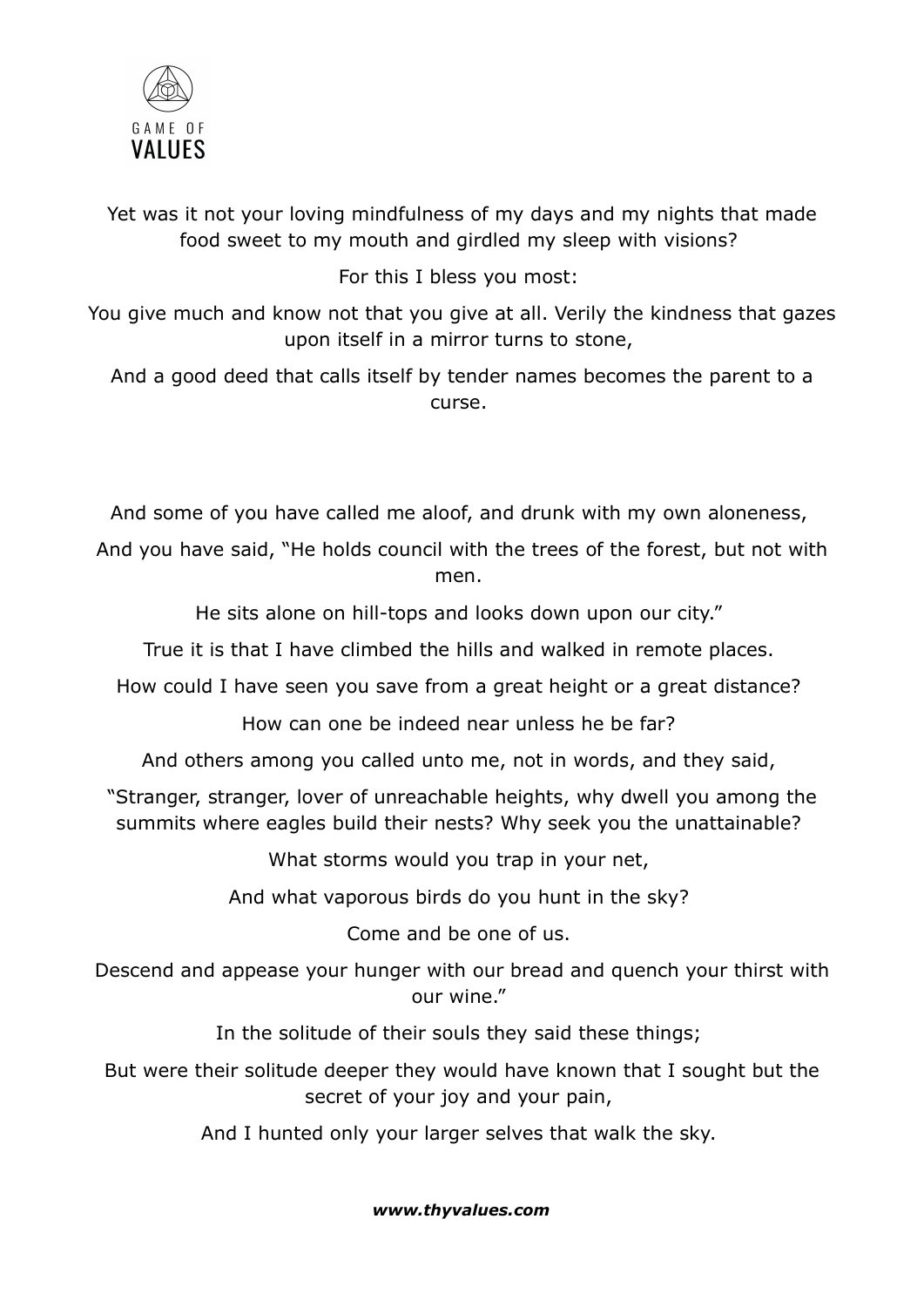Yet was it not your loving mindfulness of my days and my nights that made food sweet to my mouth and girdled my sleep with visions?

For this I bless you most:

You give much and know not that you give at all. Verily the kindness that gazes upon itself in a mirror turns to stone,

And a good deed that calls itself by tender names becomes the parent to a curse.

And some of you have called me aloof, and drunk with my own aloneness,

And you have said, "He holds council with the trees of the forest, but not with men.

He sits alone on hill-tops and looks down upon our city."

True it is that I have climbed the hills and walked in remote places.

How could I have seen you save from a great height or a great distance?

How can one be indeed near unless he be far?

And others among you called unto me, not in words, and they said,

"Stranger, stranger, lover of unreachable heights, why dwell you among the summits where eagles build their nests? Why seek you the unattainable?

What storms would you trap in your net,

And what vaporous birds do you hunt in the sky?

Come and be one of us.

Descend and appease your hunger with our bread and quench your thirst with our wine."

In the solitude of their souls they said these things;

But were their solitude deeper they would have known that I sought but the secret of your joy and your pain,

And I hunted only your larger selves that walk the sky.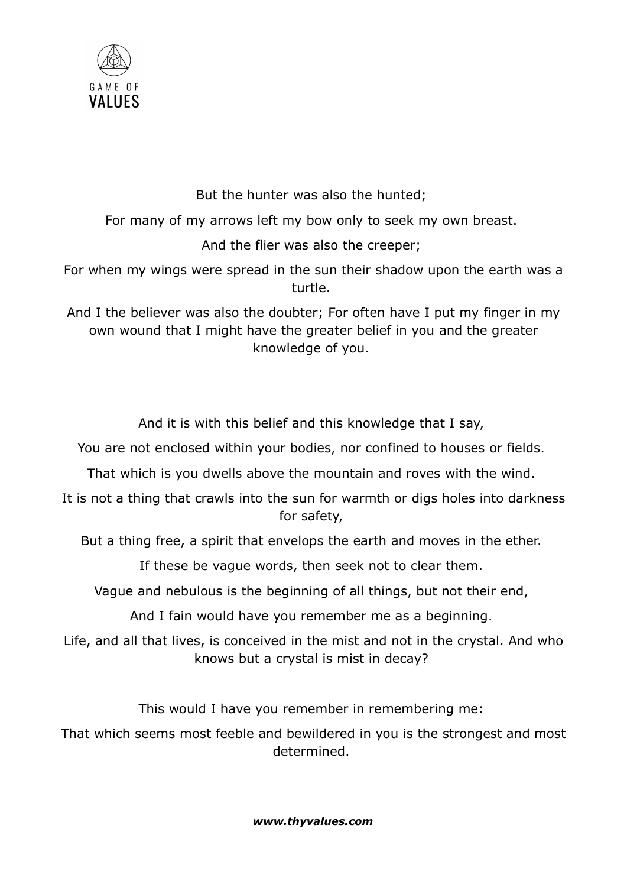But the hunter was also the hunted;

For many of my arrows left my bow only to seek my own breast.

And the flier was also the creeper;

For when my wings were spread in the sun their shadow upon the earth was a turtle.

And I the believer was also the doubter; For often have I put my finger in my own wound that I might have the greater belief in you and the greater knowledge of you.

And it is with this belief and this knowledge that I say,

You are not enclosed within your bodies, nor confined to houses or fields.

That which is you dwells above the mountain and roves with the wind.

It is not a thing that crawls into the sun for warmth or digs holes into darkness for safety,

But a thing free, a spirit that envelops the earth and moves in the ether.

If these be vague words, then seek not to clear them.

Vague and nebulous is the beginning of all things, but not their end,

And I fain would have you remember me as a beginning.

Life, and all that lives, is conceived in the mist and not in the crystal. And who knows but a crystal is mist in decay?

This would I have you remember in remembering me:

That which seems most feeble and bewildered in you is the strongest and most determined.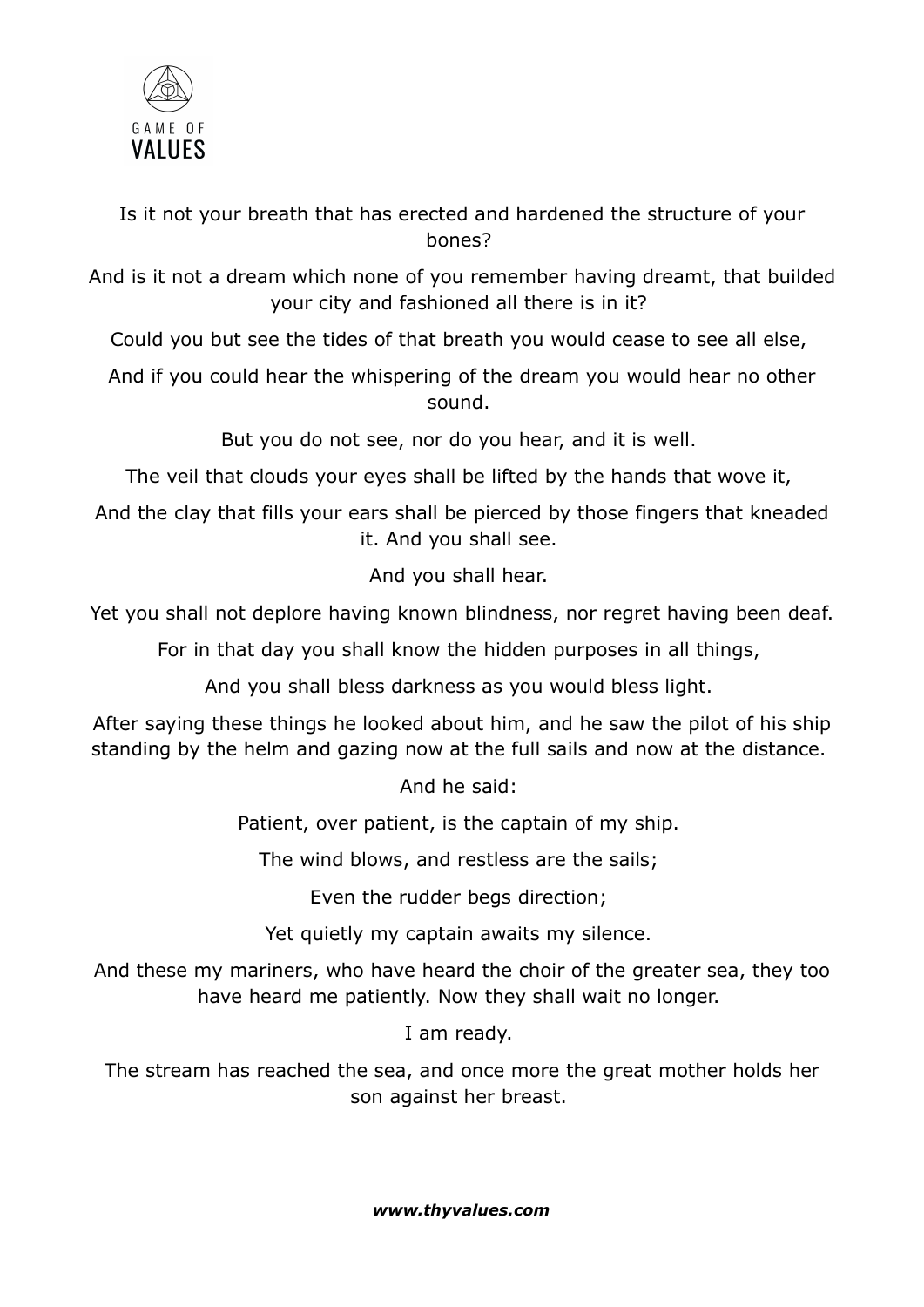Is it not your breath that has erected and hardened the structure of your bones?

And is it not a dream which none of you remember having dreamt, that builded your city and fashioned all there is in it?

Could you but see the tides of that breath you would cease to see all else,

And if you could hear the whispering of the dream you would hear no other sound.

But you do not see, nor do you hear, and it is well.

The veil that clouds your eyes shall be lifted by the hands that wove it,

And the clay that fills your ears shall be pierced by those fingers that kneaded it. And you shall see.

And you shall hear.

Yet you shall not deplore having known blindness, nor regret having been deaf.

For in that day you shall know the hidden purposes in all things,

And you shall bless darkness as you would bless light.

After saying these things he looked about him, and he saw the pilot of his ship standing by the helm and gazing now at the full sails and now at the distance.

And he said:

Patient, over patient, is the captain of my ship.

The wind blows, and restless are the sails;

Even the rudder begs direction;

Yet quietly my captain awaits my silence.

And these my mariners, who have heard the choir of the greater sea, they too have heard me patiently. Now they shall wait no longer.

I am ready.

The stream has reached the sea, and once more the great mother holds her son against her breast.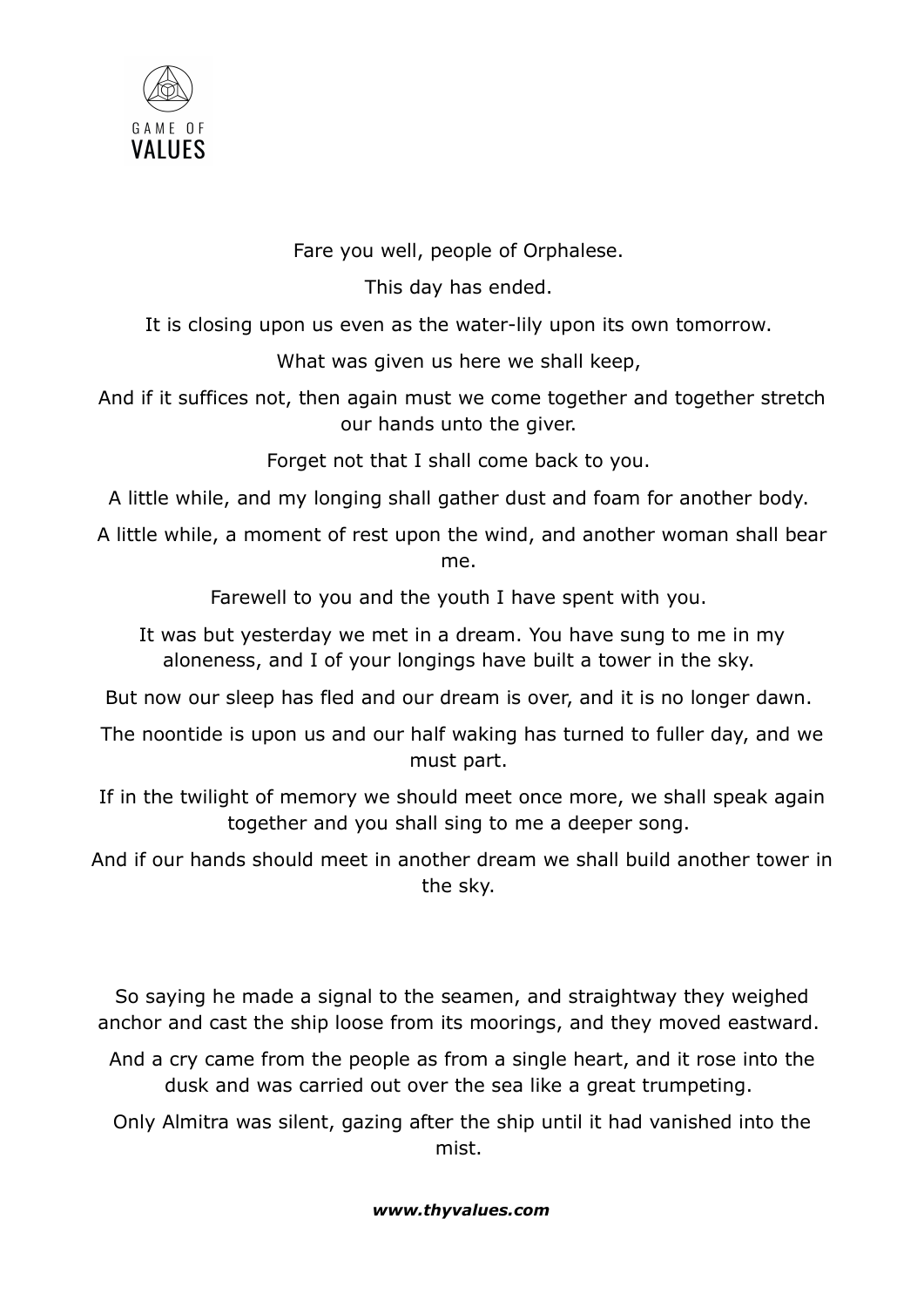Fare you well, people of Orphalese.

This day has ended.

It is closing upon us even as the water-lily upon its own tomorrow.

What was given us here we shall keep,

And if it suffices not, then again must we come together and together stretch our hands unto the giver.

Forget not that I shall come back to you.

A little while, and my longing shall gather dust and foam for another body.

A little while, a moment of rest upon the wind, and another woman shall bear me.

Farewell to you and the youth I have spent with you.

It was but yesterday we met in a dream. You have sung to me in my aloneness, and I of your longings have built a tower in the sky.

But now our sleep has fled and our dream is over, and it is no longer dawn.

The noontide is upon us and our half waking has turned to fuller day, and we must part.

If in the twilight of memory we should meet once more, we shall speak again together and you shall sing to me a deeper song.

And if our hands should meet in another dream we shall build another tower in the sky.

So saying he made a signal to the seamen, and straightway they weighed anchor and cast the ship loose from its moorings, and they moved eastward.

And a cry came from the people as from a single heart, and it rose into the dusk and was carried out over the sea like a great trumpeting.

Only Almitra was silent, gazing after the ship until it had vanished into the mist.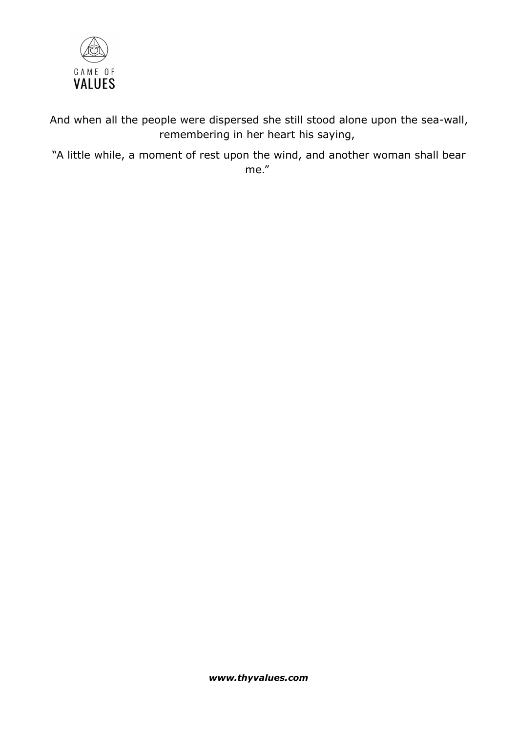And when all the people were dispersed she still stood alone upon the sea-wall, remembering in her heart his saying,

"A little while, a moment of rest upon the wind, and another woman shall bear me."